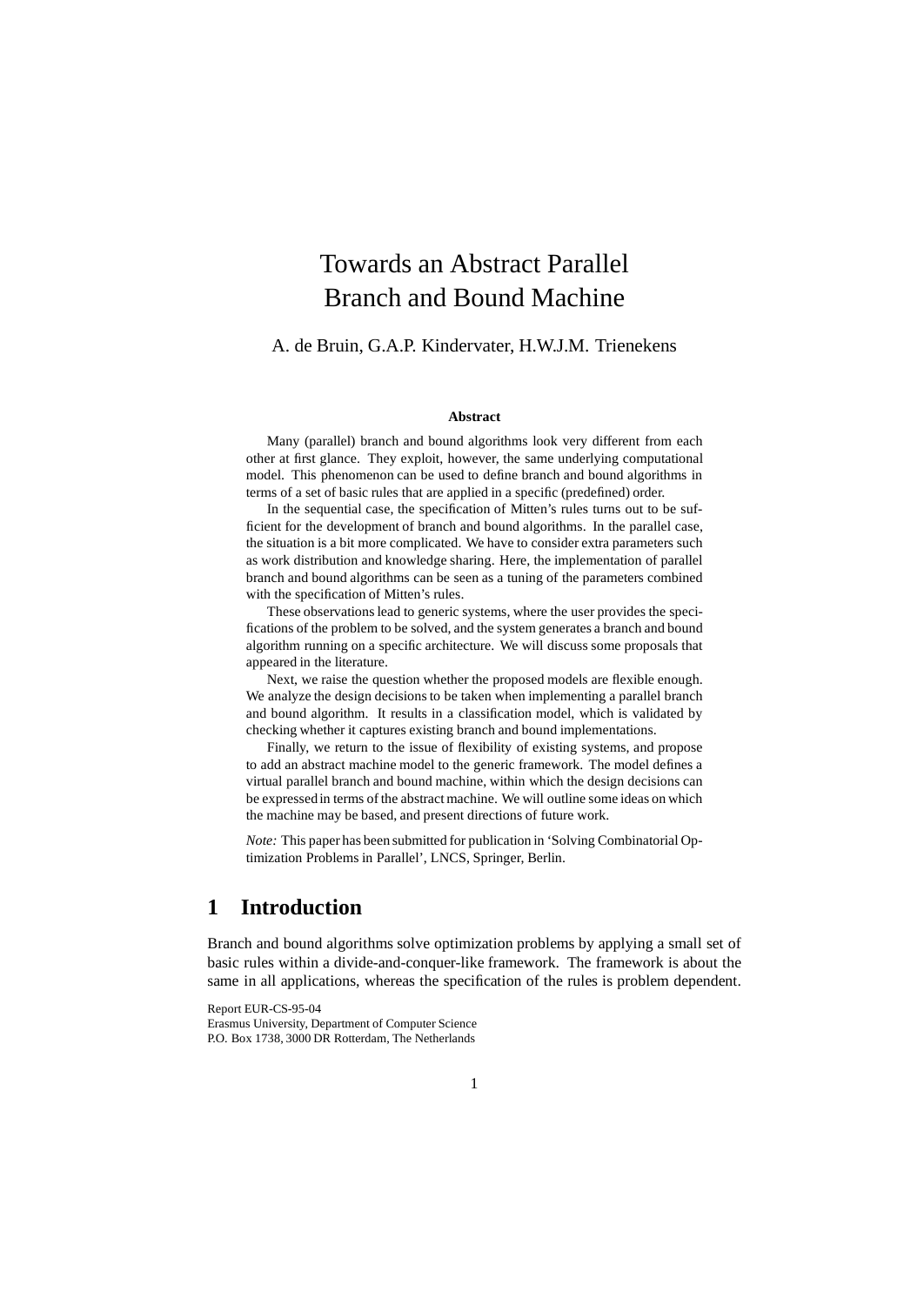# Towards an Abstract Parallel Branch and Bound Machine

A. de Bruin, G.A.P. Kindervater, H.W.J.M. Trienekens

### Abstract

Many (parallel) branch and bound algorithms look very different from each other at first glance. They exploit, however, the same underlying computational model. This phenomenon can be used to define branch and bound algorithms in terms of a set of basic rules that are applied in a specific (predefined) order.

In the sequential case, the specification of Mitten's rules turns out to be sufficient for the development of branch and bound algorithms. In the parallel case, the situation is a bit more complicated. We have to consider extra parameters such as work distribution and knowledge sharing. Here, the implementation of parallel branch and bound algorithms can be seen as a tuning of the parameters combined with the specification of Mitten's rules.

These observations lead to generic systems, where the user provides the specifications of the problem to be solved, and the system generates a branch and bound algorithm running on a specific architecture. We will discuss some proposals that appeared in the literature.

Next, we raise the question whether the proposed models are flexible enough. We analyze the design decisions to be taken when implementing a parallel branch and bound algorithm. It results in a classification model, which is validated by checking whether it captures existing branch and bound implementations.

Finally, we return to the issue of flexibility of existing systems, and propose to add an abstract machine model to the generic framework. The model defines a virtual parallel branch and bound machine, within which the design decisions can be expressed in terms of the abstract machine. We will outline some ideas on which the machine may be based, and present directions of future work.

*Note:* This paper has been submitted for publication in 'Solving Combinatorial Optimization Problems in Parallel', LNCS, Springer, Berlin.

## 1 Introduction

Branch and bound algorithms solve optimization problems by applying a small set of basic rules within a divide-and-conquer-like framework. The framework is about the same in all applications, whereas the specification of the rules is problem dependent.

Report EUR-CS-95-04
Erasmus University, Department of Computer Science
P.O. Box 1738, 3000 DR Rotterdam, The Netherlands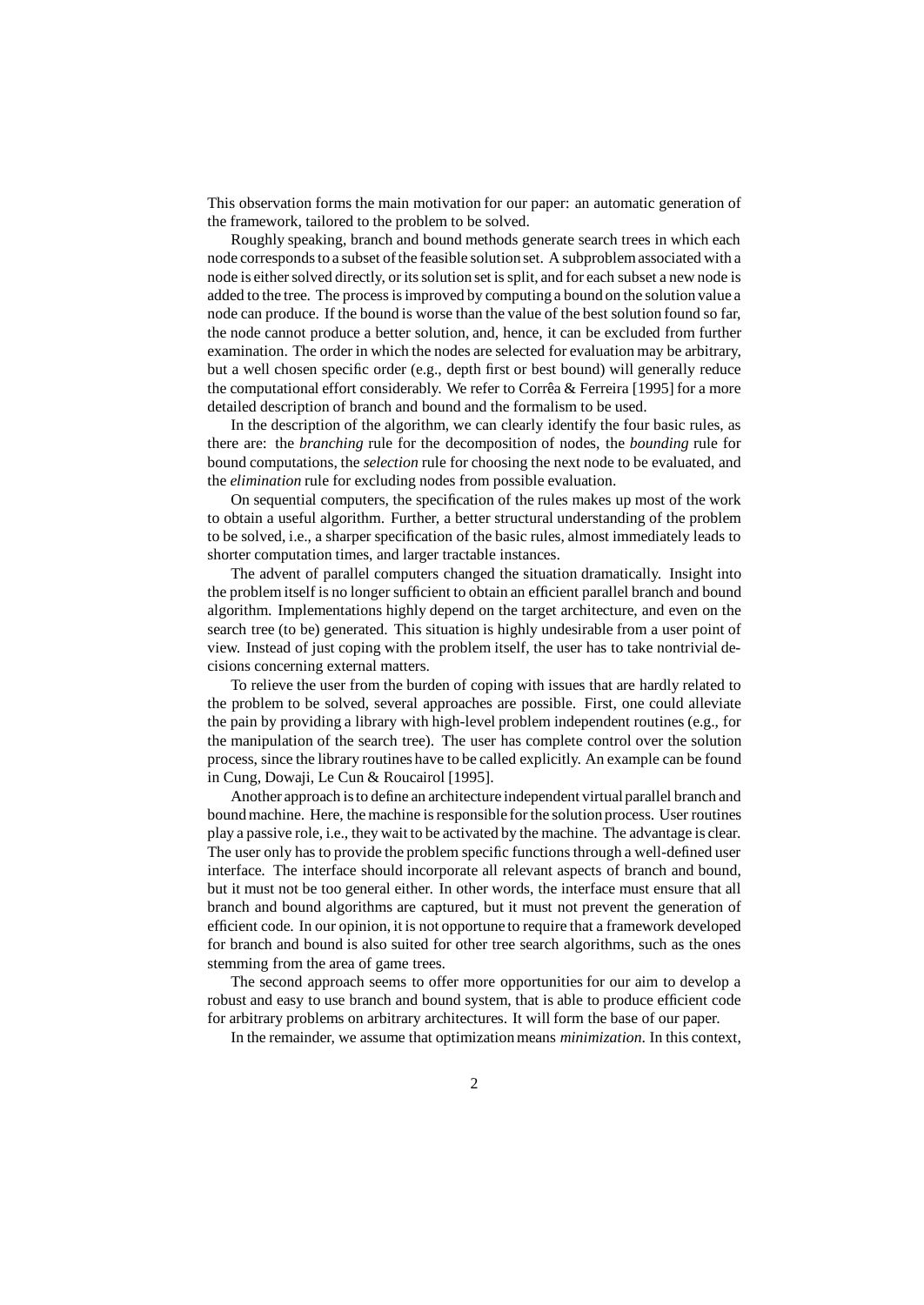This observation forms the main motivation for our paper: an automatic generation of the framework, tailored to the problem to be solved.

Roughly speaking, branch and bound methods generate search trees in which each node corresponds to a subset of the feasible solution set. A subproblem associated with a node is either solved directly, or its solution set is split, and for each subset a new node is added to the tree. The process is improved by computing a bound on the solution value a node can produce. If the bound is worse than the value of the best solution found so far, the node cannot produce a better solution, and, hence, it can be excluded from further examination. The order in which the nodes are selected for evaluation may be arbitrary, but a well chosen specific order (e.g., depth first or best bound) will generally reduce the computational effort considerably. We refer to Corrêa & Ferreira [1995] for a more detailed description of branch and bound and the formalism to be used.

In the description of the algorithm, we can clearly identify the four basic rules, as there are: the *branching* rule for the decomposition of nodes, the *bounding* rule for bound computations, the *selection* rule for choosing the next node to be evaluated, and the *elimination* rule for excluding nodes from possible evaluation.

On sequential computers, the specification of the rules makes up most of the work to obtain a useful algorithm. Further, a better structural understanding of the problem to be solved, i.e., a sharper specification of the basic rules, almost immediately leads to shorter computation times, and larger tractable instances.

The advent of parallel computers changed the situation dramatically. Insight into the problem itself is no longer sufficient to obtain an efficient parallel branch and bound algorithm. Implementations highly depend on the target architecture, and even on the search tree (to be) generated. This situation is highly undesirable from a user point of view. Instead of just coping with the problem itself, the user has to take nontrivial decisions concerning external matters.

To relieve the user from the burden of coping with issues that are hardly related to the problem to be solved, several approaches are possible. First, one could alleviate the pain by providing a library with high-level problem independent routines (e.g., for the manipulation of the search tree). The user has complete control over the solution process, since the library routines have to be called explicitly. An example can be found in Cung, Dowaji, Le Cun & Roucairol [1995].

Another approach is to define an architecture independent virtual parallel branch and bound machine. Here, the machine is responsible for the solution process. User routines play a passive role, i.e., they wait to be activated by the machine. The advantage is clear. The user only has to provide the problem specific functions through a well-defined user interface. The interface should incorporate all relevant aspects of branch and bound, but it must not be too general either. In other words, the interface must ensure that all branch and bound algorithms are captured, but it must not prevent the generation of efficient code. In our opinion, it is not opportune to require that a framework developed for branch and bound is also suited for other tree search algorithms, such as the ones stemming from the area of game trees.

The second approach seems to offer more opportunities for our aim to develop a robust and easy to use branch and bound system, that is able to produce efficient code for arbitrary problems on arbitrary architectures. It will form the base of our paper.

In the remainder, we assume that optimization means *minimization*. In this context,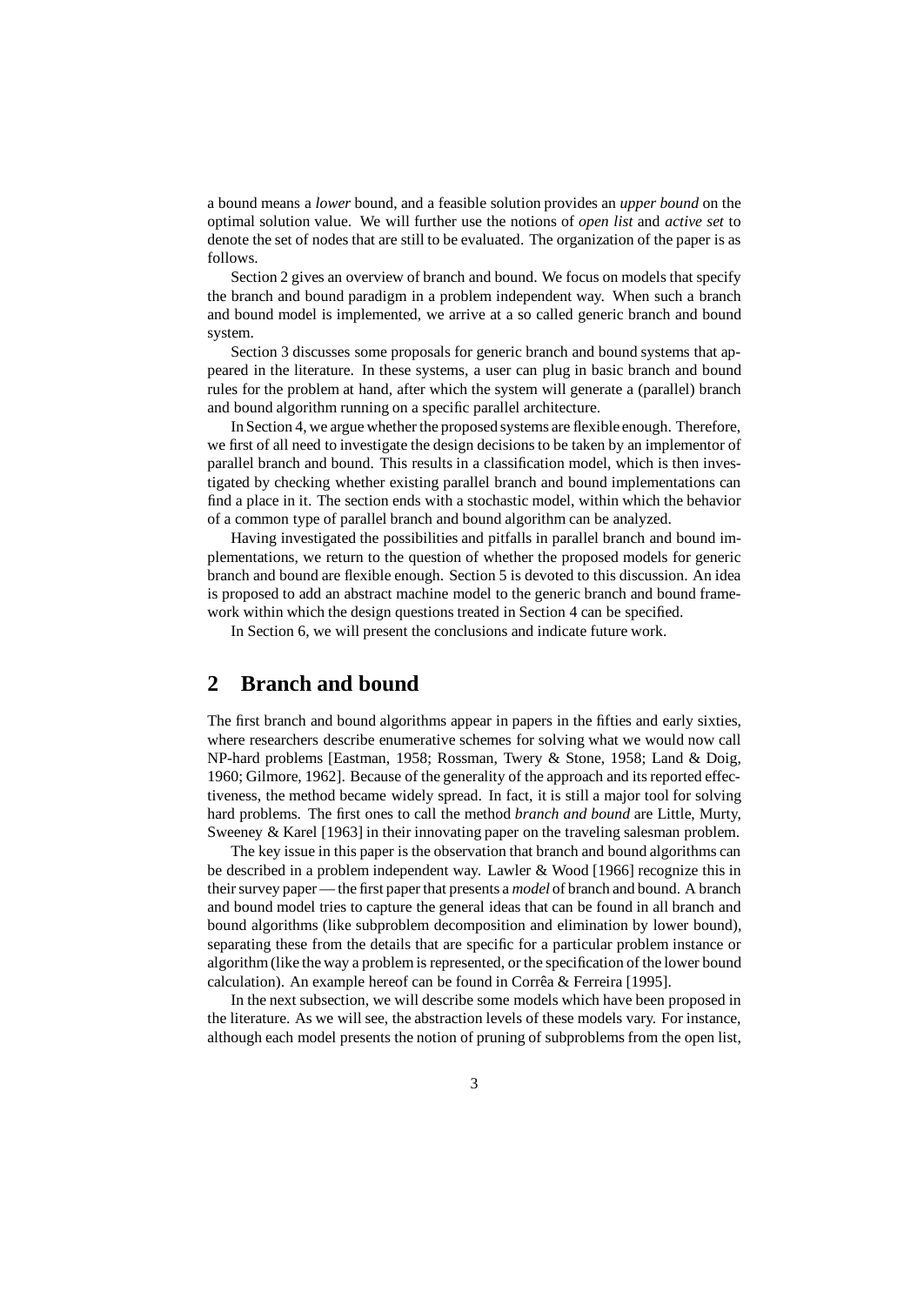a bound means a *lower* bound, and a feasible solution provides an *upper bound* on the optimal solution value. We will further use the notions of *open list* and *active set* to denote the set of nodes that are still to be evaluated. The organization of the paper is as follows.

Section 2 gives an overview of branch and bound. We focus on models that specify the branch and bound paradigm in a problem independent way. When such a branch and bound model is implemented, we arrive at a so called generic branch and bound system.

Section 3 discusses some proposals for generic branch and bound systems that appeared in the literature. In these systems, a user can plug in basic branch and bound rules for the problem at hand, after which the system will generate a (parallel) branch and bound algorithm running on a specific parallel architecture.

In Section 4, we argue whether the proposed systems are flexible enough. Therefore, we first of all need to investigate the design decisions to be taken by an implementor of parallel branch and bound. This results in a classification model, which is then investigated by checking whether existing parallel branch and bound implementations can find a place in it. The section ends with a stochastic model, within which the behavior of a common type of parallel branch and bound algorithm can be analyzed.

Having investigated the possibilities and pitfalls in parallel branch and bound implementations, we return to the question of whether the proposed models for generic branch and bound are flexible enough. Section 5 is devoted to this discussion. An idea is proposed to add an abstract machine model to the generic branch and bound framework within which the design questions treated in Section 4 can be specified.

In Section 6, we will present the conclusions and indicate future work.

## 2 Branch and bound

The first branch and bound algorithms appear in papers in the fifties and early sixties, where researchers describe enumerative schemes for solving what we would now call NP-hard problems [Eastman, 1958; Rossman, Twery & Stone, 1958; Land & Doig, 1960; Gilmore, 1962]. Because of the generality of the approach and its reported effectiveness, the method became widely spread. In fact, it is still a major tool for solving hard problems. The first ones to call the method *branch and bound* are Little, Murty, Sweeney & Karel [1963] in their innovating paper on the traveling salesman problem.

The key issue in this paper is the observation that branch and bound algorithms can be described in a problem independent way. Lawler & Wood [1966] recognize this in their survey paper — the first paper that presents a *model* of branch and bound. A branch and bound model tries to capture the general ideas that can be found in all branch and bound algorithms (like subproblem decomposition and elimination by lower bound), separating these from the details that are specific for a particular problem instance or algorithm (like the way a problem is represented, or the specification of the lower bound calculation). An example hereof can be found in Corrêa & Ferreira [1995].

In the next subsection, we will describe some models which have been proposed in the literature. As we will see, the abstraction levels of these models vary. For instance, although each model presents the notion of pruning of subproblems from the open list,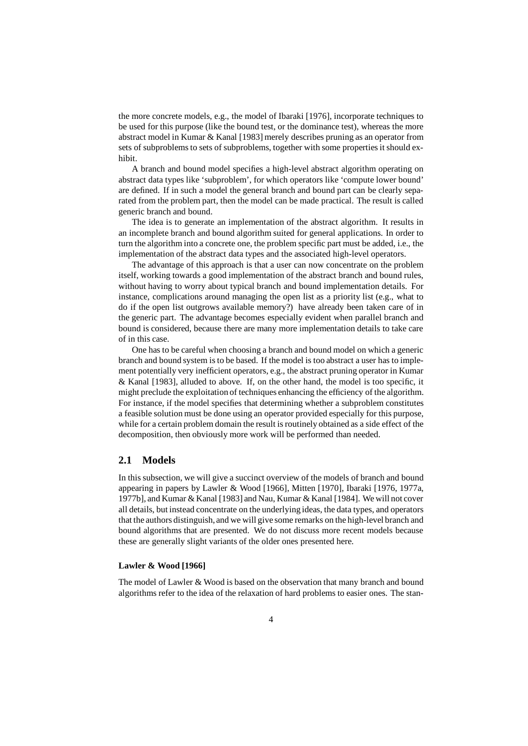the more concrete models, e.g., the model of Ibaraki [1976], incorporate techniques to be used for this purpose (like the bound test, or the dominance test), whereas the more abstract model in Kumar & Kanal [1983] merely describes pruning as an operator from sets of subproblems to sets of subproblems, together with some properties it should exhibit.

A branch and bound model specifies a high-level abstract algorithm operating on abstract data types like 'subproblem', for which operators like 'compute lower bound' are defined. If in such a model the general branch and bound part can be clearly separated from the problem part, then the model can be made practical. The result is called generic branch and bound.

The idea is to generate an implementation of the abstract algorithm. It results in an incomplete branch and bound algorithm suited for general applications. In order to turn the algorithm into a concrete one, the problem specific part must be added, i.e., the implementation of the abstract data types and the associated high-level operators.

The advantage of this approach is that a user can now concentrate on the problem itself, working towards a good implementation of the abstract branch and bound rules, without having to worry about typical branch and bound implementation details. For instance, complications around managing the open list as a priority list (e.g., what to do if the open list outgrows available memory?) have already been taken care of in the generic part. The advantage becomes especially evident when parallel branch and bound is considered, because there are many more implementation details to take care of in this case.

One has to be careful when choosing a branch and bound model on which a generic branch and bound system is to be based. If the model is too abstract a user has to implement potentially very inefficient operators, e.g., the abstract pruning operator in Kumar & Kanal [1983], alluded to above. If, on the other hand, the model is too specific, it might preclude the exploitation of techniques enhancing the efficiency of the algorithm. For instance, if the model specifies that determining whether a subproblem constitutes a feasible solution must be done using an operator provided especially for this purpose, while for a certain problem domain the result is routinely obtained as a side effect of the decomposition, then obviously more work will be performed than needed.

## 2.1 Models

In this subsection, we will give a succinct overview of the models of branch and bound appearing in papers by Lawler & Wood [1966], Mitten [1970], Ibaraki [1976, 1977a, 1977b], and Kumar & Kanal [1983] and Nau, Kumar & Kanal [1984]. We will not cover all details, but instead concentrate on the underlying ideas, the data types, and operators that the authors distinguish, and we will give some remarks on the high-level branch and bound algorithms that are presented. We do not discuss more recent models because these are generally slight variants of the older ones presented here.

#### Lawler & Wood [1966]

The model of Lawler & Wood is based on the observation that many branch and bound algorithms refer to the idea of the relaxation of hard problems to easier ones. The stan-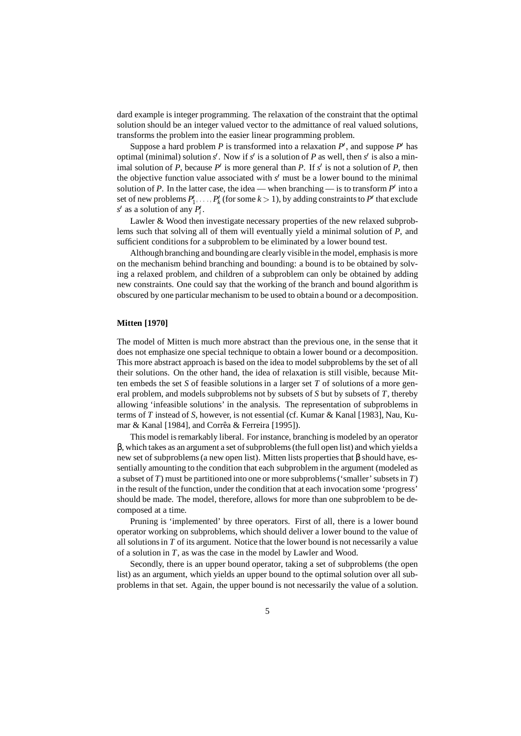dard example is integer programming. The relaxation of the constraint that the optimal solution should be an integer valued vector to the admittance of real valued solutions, transforms the problem into the easier linear programming problem.

Suppose a hard problem $P$ is transformed into a relaxation $P'$, and suppose $P'$ has optimal (minimal) solution $s'$. Now if $s'$ is a solution of $P$ as well, then $s'$ is also a minimal solution of $P$, because $P'$ is more general than $P$. If $s'$ is not a solution of $P$, then the objective function value associated with $s'$ must be a lower bound to the minimal solution of $P$. In the latter case, the idea — when branching — is to transform $P'$ into a set of new problems $P'_1, \ldots, P'_k$ (for some $k > 1$), by adding constraints to $P'$ that exclude $s'$ as a solution of any $P'_i$.

Lawler & Wood then investigate necessary properties of the new relaxed subproblems such that solving all of them will eventually yield a minimal solution of $P$, and sufficient conditions for a subproblem to be eliminated by a lower bound test.

Although branching and bounding are clearly visible in the model, emphasis is more on the mechanism behind branching and bounding: a bound is to be obtained by solving a relaxed problem, and children of a subproblem can only be obtained by adding new constraints. One could say that the working of the branch and bound algorithm is obscured by one particular mechanism to be used to obtain a bound or a decomposition.

**Mitten [1970]**

The model of Mitten is much more abstract than the previous one, in the sense that it does not emphasize one special technique to obtain a lower bound or a decomposition. This more abstract approach is based on the idea to model subproblems by the set of all their solutions. On the other hand, the idea of relaxation is still visible, because Mitten embeds the set $S$ of feasible solutions in a larger set $T$ of solutions of a more general problem, and models subproblems not by subsets of $S$ but by subsets of $T$, thereby allowing 'infeasible solutions' in the analysis. The representation of subproblems in terms of $T$ instead of $S$, however, is not essential (cf. Kumar & Kanal [1983], Nau, Kumar & Kanal [1984], and Corrêa & Ferreira [1995]).

This model is remarkably liberal. For instance, branching is modeled by an operator $\beta$, which takes as an argument a set of subproblems (the full open list) and which yields a new set of subproblems (a new open list). Mitten lists properties that $\beta$ should have, essentially amounting to the condition that each subproblem in the argument (modeled as a subset of $T$) must be partitioned into one or more subproblems ('smaller' subsets in $T$) in the result of the function, under the condition that at each invocation some 'progress' should be made. The model, therefore, allows for more than one subproblem to be decomposed at a time.

Pruning is 'implemented' by three operators. First of all, there is a lower bound operator working on subproblems, which should deliver a lower bound to the value of all solutions in $T$ of its argument. Notice that the lower bound is not necessarily a value of a solution in $T$, as was the case in the model by Lawler and Wood.

Secondly, there is an upper bound operator, taking a set of subproblems (the open list) as an argument, which yields an upper bound to the optimal solution over all subproblems in that set. Again, the upper bound is not necessarily the value of a solution.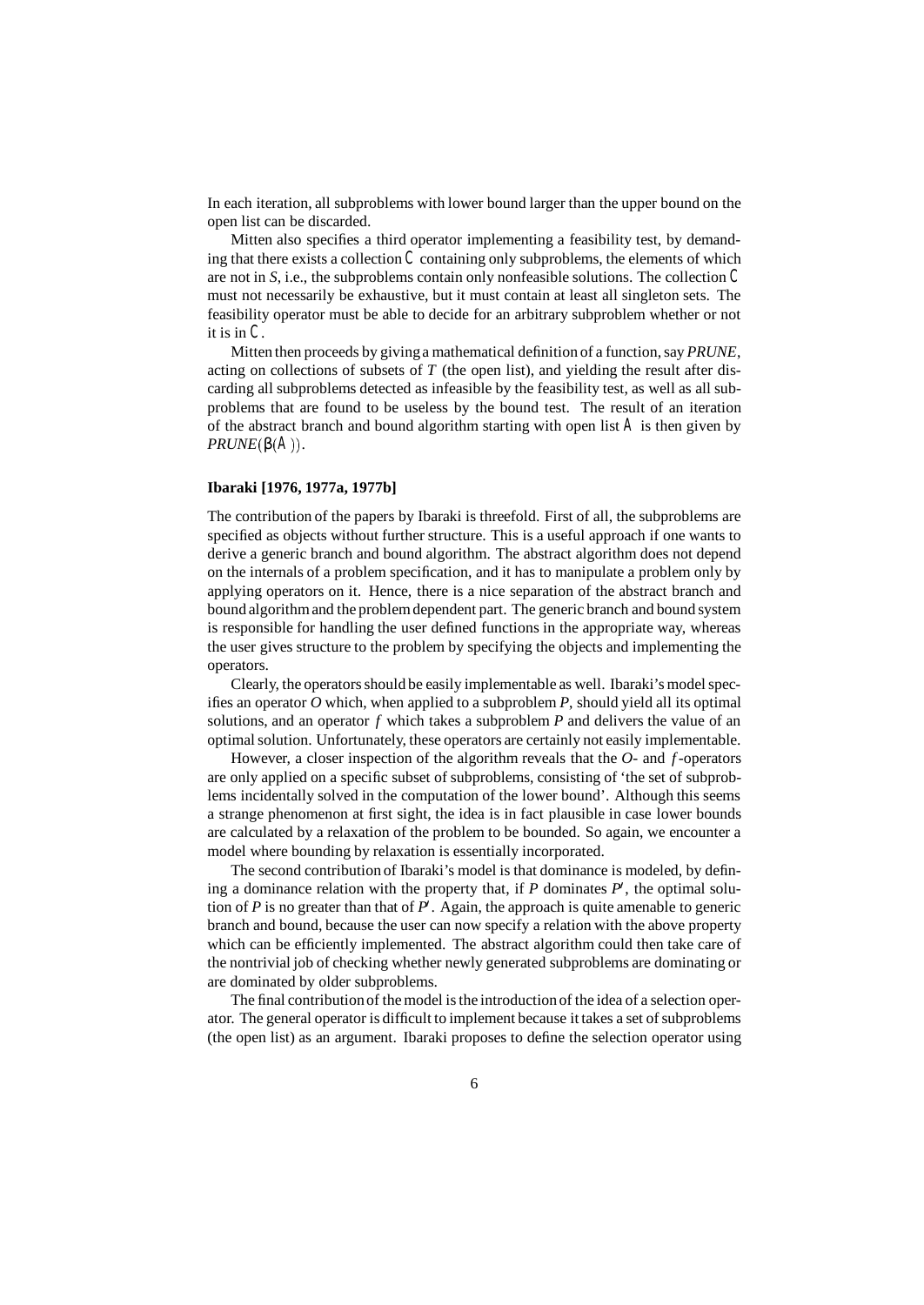In each iteration, all subproblems with lower bound larger than the upper bound on the open list can be discarded.

Mitten also specifies a third operator implementing a feasibility test, by demanding that there exists a collection $\mathcal{C}$ containing only subproblems, the elements of which are not in *S*, i.e., the subproblems contain only nonfeasible solutions. The collection $\mathcal{C}$ must not necessarily be exhaustive, but it must contain at least all singleton sets. The feasibility operator must be able to decide for an arbitrary subproblem whether or not it is in $\mathcal{C}$.

Mitten then proceeds by giving a mathematical definition of a function, say *PRUNE*, acting on collections of subsets of *T* (the open list), and yielding the result after discarding all subproblems detected as infeasible by the feasibility test, as well as all subproblems that are found to be useless by the bound test. The result of an iteration of the abstract branch and bound algorithm starting with open list $\mathcal{A}$ is then given by $PRUNE(\beta(\mathcal{A}))$.

**Ibaraki [1976, 1977a, 1977b]**

The contribution of the papers by Ibaraki is threefold. First of all, the subproblems are specified as objects without further structure. This is a useful approach if one wants to derive a generic branch and bound algorithm. The abstract algorithm does not depend on the internals of a problem specification, and it has to manipulate a problem only by applying operators on it. Hence, there is a nice separation of the abstract branch and bound algorithm and the problem dependent part. The generic branch and bound system is responsible for handling the user defined functions in the appropriate way, whereas the user gives structure to the problem by specifying the objects and implementing the operators.

Clearly, the operators should be easily implementable as well. Ibaraki's model specifies an operator *O* which, when applied to a subproblem *P*, should yield all its optimal solutions, and an operator *f* which takes a subproblem *P* and delivers the value of an optimal solution. Unfortunately, these operators are certainly not easily implementable.

However, a closer inspection of the algorithm reveals that the *O*- and *f*-operators are only applied on a specific subset of subproblems, consisting of 'the set of subproblems incidentally solved in the computation of the lower bound'. Although this seems a strange phenomenon at first sight, the idea is in fact plausible in case lower bounds are calculated by a relaxation of the problem to be bounded. So again, we encounter a model where bounding by relaxation is essentially incorporated.

The second contribution of Ibaraki's model is that dominance is modeled, by defining a dominance relation with the property that, if *P* dominates $P'$, the optimal solution of *P* is no greater than that of $P'$. Again, the approach is quite amenable to generic branch and bound, because the user can now specify a relation with the above property which can be efficiently implemented. The abstract algorithm could then take care of the nontrivial job of checking whether newly generated subproblems are dominating or are dominated by older subproblems.

The final contribution of the model is the introduction of the idea of a selection operator. The general operator is difficult to implement because it takes a set of subproblems (the open list) as an argument. Ibaraki proposes to define the selection operator using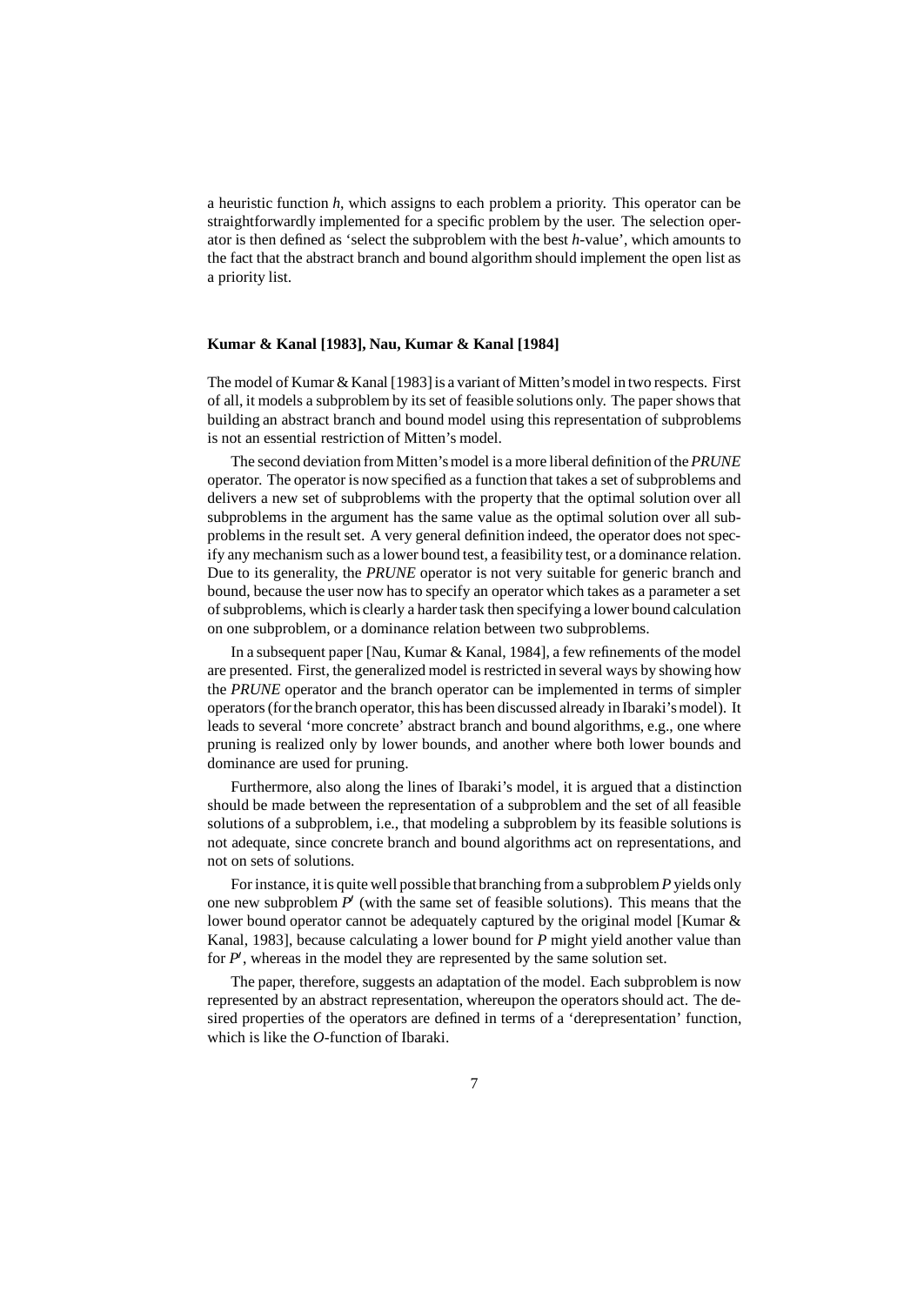a heuristic function $h$, which assigns to each problem a priority. This operator can be straightforwardly implemented for a specific problem by the user. The selection operator is then defined as 'select the subproblem with the best $h$-value', which amounts to the fact that the abstract branch and bound algorithm should implement the open list as a priority list.

### Kumar & Kanal [1983], Nau, Kumar & Kanal [1984]

The model of Kumar & Kanal [1983] is a variant of Mitten's model in two respects. First of all, it models a subproblem by its set of feasible solutions only. The paper shows that building an abstract branch and bound model using this representation of subproblems is not an essential restriction of Mitten's model.

The second deviation from Mitten's model is a more liberal definition of the *PRUNE* operator. The operator is now specified as a function that takes a set of subproblems and delivers a new set of subproblems with the property that the optimal solution over all subproblems in the argument has the same value as the optimal solution over all subproblems in the result set. A very general definition indeed, the operator does not specify any mechanism such as a lower bound test, a feasibility test, or a dominance relation. Due to its generality, the *PRUNE* operator is not very suitable for generic branch and bound, because the user now has to specify an operator which takes as a parameter a set of subproblems, which is clearly a harder task then specifying a lower bound calculation on one subproblem, or a dominance relation between two subproblems.

In a subsequent paper [Nau, Kumar & Kanal, 1984], a few refinements of the model are presented. First, the generalized model is restricted in several ways by showing how the *PRUNE* operator and the branch operator can be implemented in terms of simpler operators (for the branch operator, this has been discussed already in Ibaraki's model). It leads to several 'more concrete' abstract branch and bound algorithms, e.g., one where pruning is realized only by lower bounds, and another where both lower bounds and dominance are used for pruning.

Furthermore, also along the lines of Ibaraki's model, it is argued that a distinction should be made between the representation of a subproblem and the set of all feasible solutions of a subproblem, i.e., that modeling a subproblem by its feasible solutions is not adequate, since concrete branch and bound algorithms act on representations, and not on sets of solutions.

For instance, it is quite well possible that branching from a subproblem $P$ yields only one new subproblem $P'$ (with the same set of feasible solutions). This means that the lower bound operator cannot be adequately captured by the original model [Kumar & Kanal, 1983], because calculating a lower bound for $P$ might yield another value than for $P'$, whereas in the model they are represented by the same solution set.

The paper, therefore, suggests an adaptation of the model. Each subproblem is now represented by an abstract representation, whereupon the operators should act. The desired properties of the operators are defined in terms of a 'derepresentation' function, which is like the $O$-function of Ibaraki.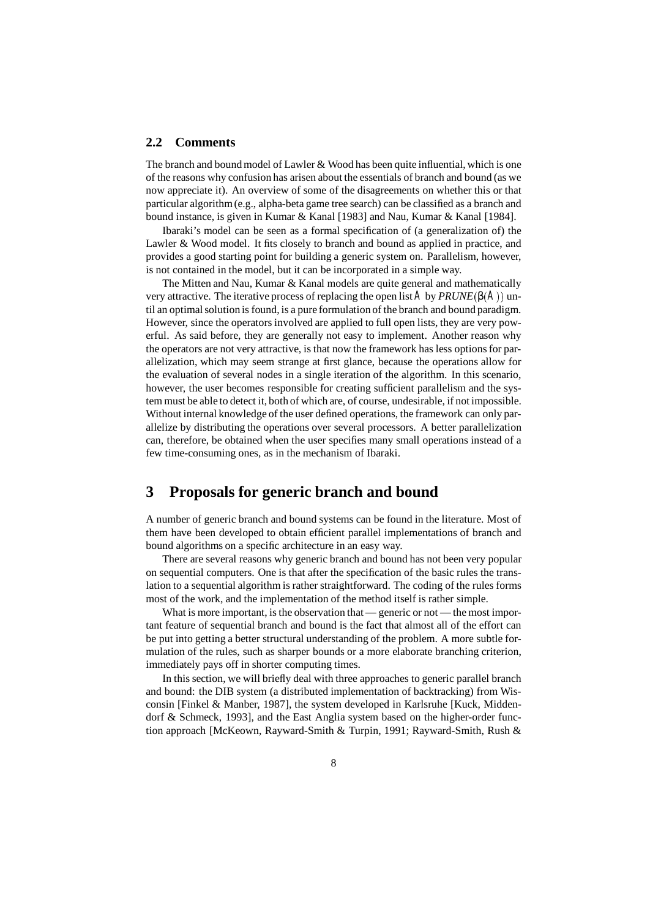## 2.2 Comments

The branch and bound model of Lawler & Wood has been quite influential, which is one of the reasons why confusion has arisen about the essentials of branch and bound (as we now appreciate it). An overview of some of the disagreements on whether this or that particular algorithm (e.g., alpha-beta game tree search) can be classified as a branch and bound instance, is given in Kumar & Kanal [1983] and Nau, Kumar & Kanal [1984].

Ibaraki's model can be seen as a formal specification of (a generalization of) the Lawler & Wood model. It fits closely to branch and bound as applied in practice, and provides a good starting point for building a generic system on. Parallelism, however, is not contained in the model, but it can be incorporated in a simple way.

The Mitten and Nau, Kumar & Kanal models are quite general and mathematically very attractive. The iterative process of replacing the open list $A$ by $PRUNE(\beta(A))$ until an optimal solution is found, is a pure formulation of the branch and bound paradigm. However, since the operators involved are applied to full open lists, they are very powerful. As said before, they are generally not easy to implement. Another reason why the operators are not very attractive, is that now the framework has less options for parallelization, which may seem strange at first glance, because the operations allow for the evaluation of several nodes in a single iteration of the algorithm. In this scenario, however, the user becomes responsible for creating sufficient parallelism and the system must be able to detect it, both of which are, of course, undesirable, if not impossible. Without internal knowledge of the user defined operations, the framework can only parallelize by distributing the operations over several processors. A better parallelization can, therefore, be obtained when the user specifies many small operations instead of a few time-consuming ones, as in the mechanism of Ibaraki.

# 3 Proposals for generic branch and bound

A number of generic branch and bound systems can be found in the literature. Most of them have been developed to obtain efficient parallel implementations of branch and bound algorithms on a specific architecture in an easy way.

There are several reasons why generic branch and bound has not been very popular on sequential computers. One is that after the specification of the basic rules the translation to a sequential algorithm is rather straightforward. The coding of the rules forms most of the work, and the implementation of the method itself is rather simple.

What is more important, is the observation that — generic or not — the most important feature of sequential branch and bound is the fact that almost all of the effort can be put into getting a better structural understanding of the problem. A more subtle formulation of the rules, such as sharper bounds or a more elaborate branching criterion, immediately pays off in shorter computing times.

In this section, we will briefly deal with three approaches to generic parallel branch and bound: the DIB system (a distributed implementation of backtracking) from Wisconsin [Finkel & Manber, 1987], the system developed in Karlsruhe [Kuck, Middendorf & Schmeck, 1993], and the East Anglia system based on the higher-order function approach [McKeown, Rayward-Smith & Turpin, 1991; Rayward-Smith, Rush &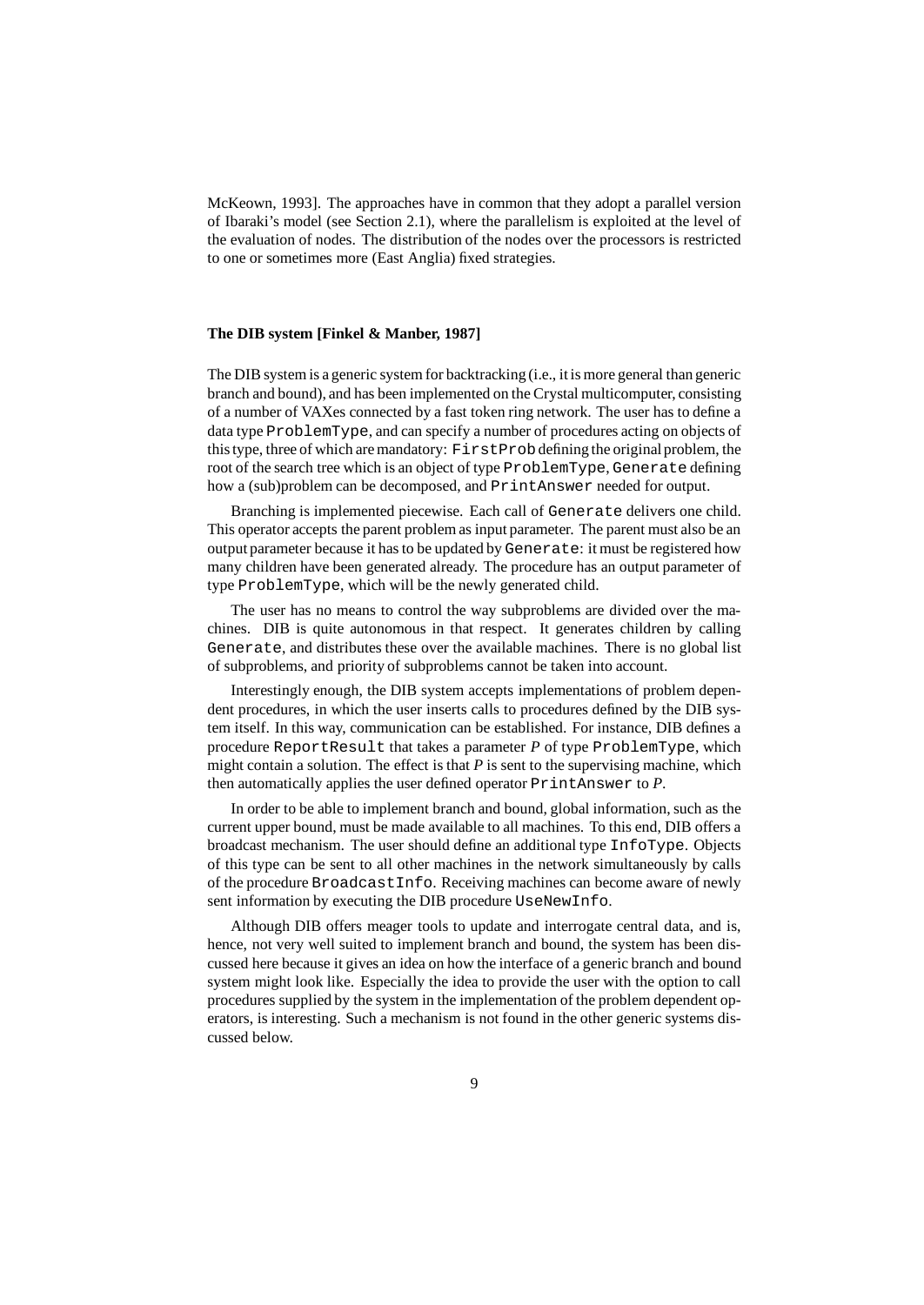McKeown, 1993]. The approaches have in common that they adopt a parallel version of Ibaraki's model (see Section 2.1), where the parallelism is exploited at the level of the evaluation of nodes. The distribution of the nodes over the processors is restricted to one or sometimes more (East Anglia) fixed strategies.

**The DIB system [Finkel & Manber, 1987]**

The DIB system is a generic system for backtracking (i.e., it is more general than generic branch and bound), and has been implemented on the Crystal multicomputer, consisting of a number of VAXes connected by a fast token ring network. The user has to define a data type `ProblemType`, and can specify a number of procedures acting on objects of this type, three of which are mandatory: `FirstProb` defining the original problem, the root of the search tree which is an object of type `ProblemType`, `Generate` defining how a (sub)problem can be decomposed, and `PrintAnswer` needed for output.

Branching is implemented piecewise. Each call of `Generate` delivers one child. This operator accepts the parent problem as input parameter. The parent must also be an output parameter because it has to be updated by `Generate`: it must be registered how many children have been generated already. The procedure has an output parameter of type `ProblemType`, which will be the newly generated child.

The user has no means to control the way subproblems are divided over the machines. DIB is quite autonomous in that respect. It generates children by calling `Generate`, and distributes these over the available machines. There is no global list of subproblems, and priority of subproblems cannot be taken into account.

Interestingly enough, the DIB system accepts implementations of problem dependent procedures, in which the user inserts calls to procedures defined by the DIB system itself. In this way, communication can be established. For instance, DIB defines a procedure `ReportResult` that takes a parameter $P$ of type `ProblemType`, which might contain a solution. The effect is that $P$ is sent to the supervising machine, which then automatically applies the user defined operator `PrintAnswer` to $P$.

In order to be able to implement branch and bound, global information, such as the current upper bound, must be made available to all machines. To this end, DIB offers a broadcast mechanism. The user should define an additional type `InfoType`. Objects of this type can be sent to all other machines in the network simultaneously by calls of the procedure `BroadcastInfo`. Receiving machines can become aware of newly sent information by executing the DIB procedure `UseNewInfo`.

Although DIB offers meager tools to update and interrogate central data, and is, hence, not very well suited to implement branch and bound, the system has been discussed here because it gives an idea on how the interface of a generic branch and bound system might look like. Especially the idea to provide the user with the option to call procedures supplied by the system in the implementation of the problem dependent operators, is interesting. Such a mechanism is not found in the other generic systems discussed below.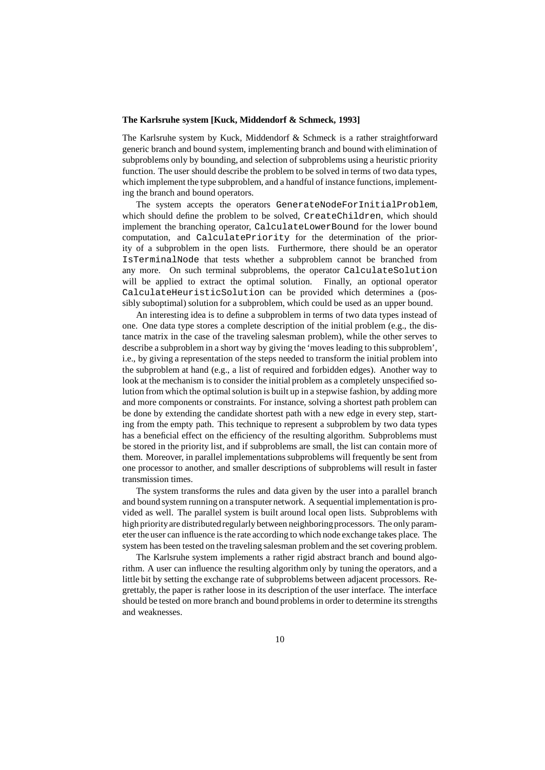**The Karlsruhe system [Kuck, Middendorf & Schmeck, 1993]**

The Karlsruhe system by Kuck, Middendorf & Schmeck is a rather straightforward generic branch and bound system, implementing branch and bound with elimination of subproblems only by bounding, and selection of subproblems using a heuristic priority function. The user should describe the problem to be solved in terms of two data types, which implement the type subproblem, and a handful of instance functions, implementing the branch and bound operators.

The system accepts the operators `GenerateNodeForInitialProblem`, which should define the problem to be solved, `CreateChildren`, which should implement the branching operator, `CalculateLowerBound` for the lower bound computation, and `CalculatePriority` for the determination of the priority of a subproblem in the open lists. Furthermore, there should be an operator `IsTerminalNode` that tests whether a subproblem cannot be branched from any more. On such terminal subproblems, the operator `CalculateSolution` will be applied to extract the optimal solution. Finally, an optional operator `CalculateHeuristicSolution` can be provided which determines a (possibly suboptimal) solution for a subproblem, which could be used as an upper bound.

An interesting idea is to define a subproblem in terms of two data types instead of one. One data type stores a complete description of the initial problem (e.g., the distance matrix in the case of the traveling salesman problem), while the other serves to describe a subproblem in a short way by giving the 'moves leading to this subproblem', i.e., by giving a representation of the steps needed to transform the initial problem into the subproblem at hand (e.g., a list of required and forbidden edges). Another way to look at the mechanism is to consider the initial problem as a completely unspecified solution from which the optimal solution is built up in a stepwise fashion, by adding more and more components or constraints. For instance, solving a shortest path problem can be done by extending the candidate shortest path with a new edge in every step, starting from the empty path. This technique to represent a subproblem by two data types has a beneficial effect on the efficiency of the resulting algorithm. Subproblems must be stored in the priority list, and if subproblems are small, the list can contain more of them. Moreover, in parallel implementations subproblems will frequently be sent from one processor to another, and smaller descriptions of subproblems will result in faster transmission times.

The system transforms the rules and data given by the user into a parallel branch and bound system running on a transputer network. A sequential implementation is provided as well. The parallel system is built around local open lists. Subproblems with high priority are distributed regularly between neighboring processors. The only parameter the user can influence is the rate according to which node exchange takes place. The system has been tested on the traveling salesman problem and the set covering problem.

The Karlsruhe system implements a rather rigid abstract branch and bound algorithm. A user can influence the resulting algorithm only by tuning the operators, and a little bit by setting the exchange rate of subproblems between adjacent processors. Regrettably, the paper is rather loose in its description of the user interface. The interface should be tested on more branch and bound problems in order to determine its strengths and weaknesses.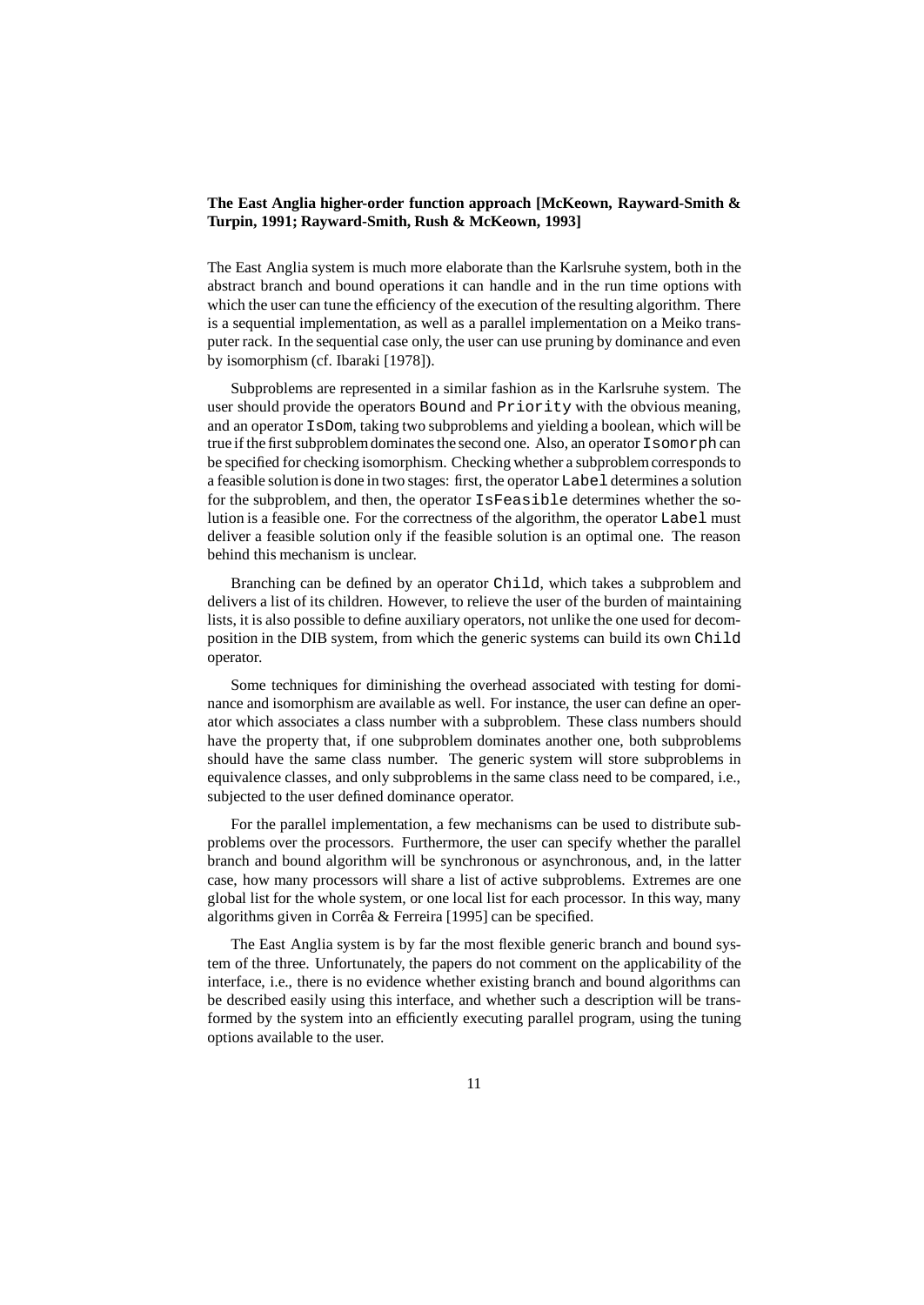**The East Anglia higher-order function approach [McKeown, Rayward-Smith & Turpin, 1991; Rayward-Smith, Rush & McKeown, 1993]**

The East Anglia system is much more elaborate than the Karlsruhe system, both in the abstract branch and bound operations it can handle and in the run time options with which the user can tune the efficiency of the execution of the resulting algorithm. There is a sequential implementation, as well as a parallel implementation on a Meiko transputer rack. In the sequential case only, the user can use pruning by dominance and even by isomorphism (cf. Ibaraki [1978]).

Subproblems are represented in a similar fashion as in the Karlsruhe system. The user should provide the operators `Bound` and `Priority` with the obvious meaning, and an operator `IsDom`, taking two subproblems and yielding a boolean, which will be true if the first subproblem dominates the second one. Also, an operator `Isomorph` can be specified for checking isomorphism. Checking whether a subproblem corresponds to a feasible solution is done in two stages: first, the operator `Label` determines a solution for the subproblem, and then, the operator `IsFeasible` determines whether the solution is a feasible one. For the correctness of the algorithm, the operator `Label` must deliver a feasible solution only if the feasible solution is an optimal one. The reason behind this mechanism is unclear.

Branching can be defined by an operator `Child`, which takes a subproblem and delivers a list of its children. However, to relieve the user of the burden of maintaining lists, it is also possible to define auxiliary operators, not unlike the one used for decomposition in the DIB system, from which the generic systems can build its own `Child` operator.

Some techniques for diminishing the overhead associated with testing for dominance and isomorphism are available as well. For instance, the user can define an operator which associates a class number with a subproblem. These class numbers should have the property that, if one subproblem dominates another one, both subproblems should have the same class number. The generic system will store subproblems in equivalence classes, and only subproblems in the same class need to be compared, i.e., subjected to the user defined dominance operator.

For the parallel implementation, a few mechanisms can be used to distribute subproblems over the processors. Furthermore, the user can specify whether the parallel branch and bound algorithm will be synchronous or asynchronous, and, in the latter case, how many processors will share a list of active subproblems. Extremes are one global list for the whole system, or one local list for each processor. In this way, many algorithms given in Corrêa & Ferreira [1995] can be specified.

The East Anglia system is by far the most flexible generic branch and bound system of the three. Unfortunately, the papers do not comment on the applicability of the interface, i.e., there is no evidence whether existing branch and bound algorithms can be described easily using this interface, and whether such a description will be transformed by the system into an efficiently executing parallel program, using the tuning options available to the user.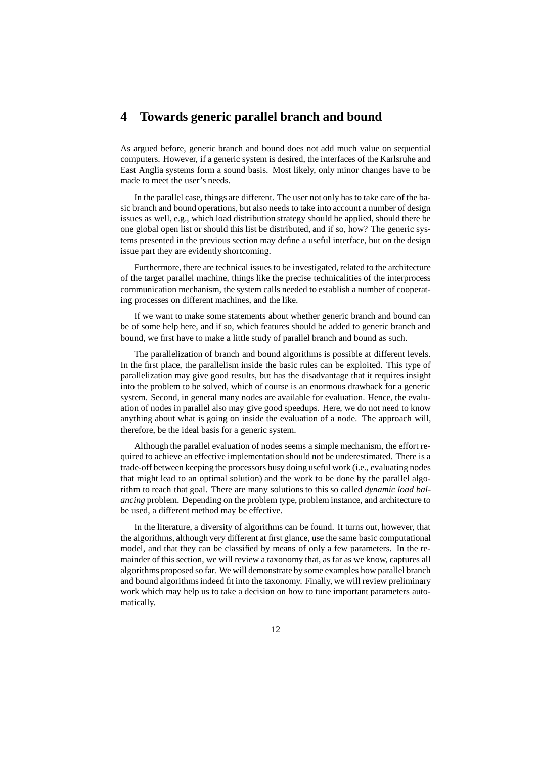# 4 Towards generic parallel branch and bound

As argued before, generic branch and bound does not add much value on sequential computers. However, if a generic system is desired, the interfaces of the Karlsruhe and East Anglia systems form a sound basis. Most likely, only minor changes have to be made to meet the user's needs.

In the parallel case, things are different. The user not only has to take care of the basic branch and bound operations, but also needs to take into account a number of design issues as well, e.g., which load distribution strategy should be applied, should there be one global open list or should this list be distributed, and if so, how? The generic systems presented in the previous section may define a useful interface, but on the design issue part they are evidently shortcoming.

Furthermore, there are technical issues to be investigated, related to the architecture of the target parallel machine, things like the precise technicalities of the interprocess communication mechanism, the system calls needed to establish a number of cooperating processes on different machines, and the like.

If we want to make some statements about whether generic branch and bound can be of some help here, and if so, which features should be added to generic branch and bound, we first have to make a little study of parallel branch and bound as such.

The parallelization of branch and bound algorithms is possible at different levels. In the first place, the parallelism inside the basic rules can be exploited. This type of parallelization may give good results, but has the disadvantage that it requires insight into the problem to be solved, which of course is an enormous drawback for a generic system. Second, in general many nodes are available for evaluation. Hence, the evaluation of nodes in parallel also may give good speedups. Here, we do not need to know anything about what is going on inside the evaluation of a node. The approach will, therefore, be the ideal basis for a generic system.

Although the parallel evaluation of nodes seems a simple mechanism, the effort required to achieve an effective implementation should not be underestimated. There is a trade-off between keeping the processors busy doing useful work (i.e., evaluating nodes that might lead to an optimal solution) and the work to be done by the parallel algorithm to reach that goal. There are many solutions to this so called *dynamic load balancing* problem. Depending on the problem type, problem instance, and architecture to be used, a different method may be effective.

In the literature, a diversity of algorithms can be found. It turns out, however, that the algorithms, although very different at first glance, use the same basic computational model, and that they can be classified by means of only a few parameters. In the remainder of this section, we will review a taxonomy that, as far as we know, captures all algorithms proposed so far. We will demonstrate by some examples how parallel branch and bound algorithms indeed fit into the taxonomy. Finally, we will review preliminary work which may help us to take a decision on how to tune important parameters automatically.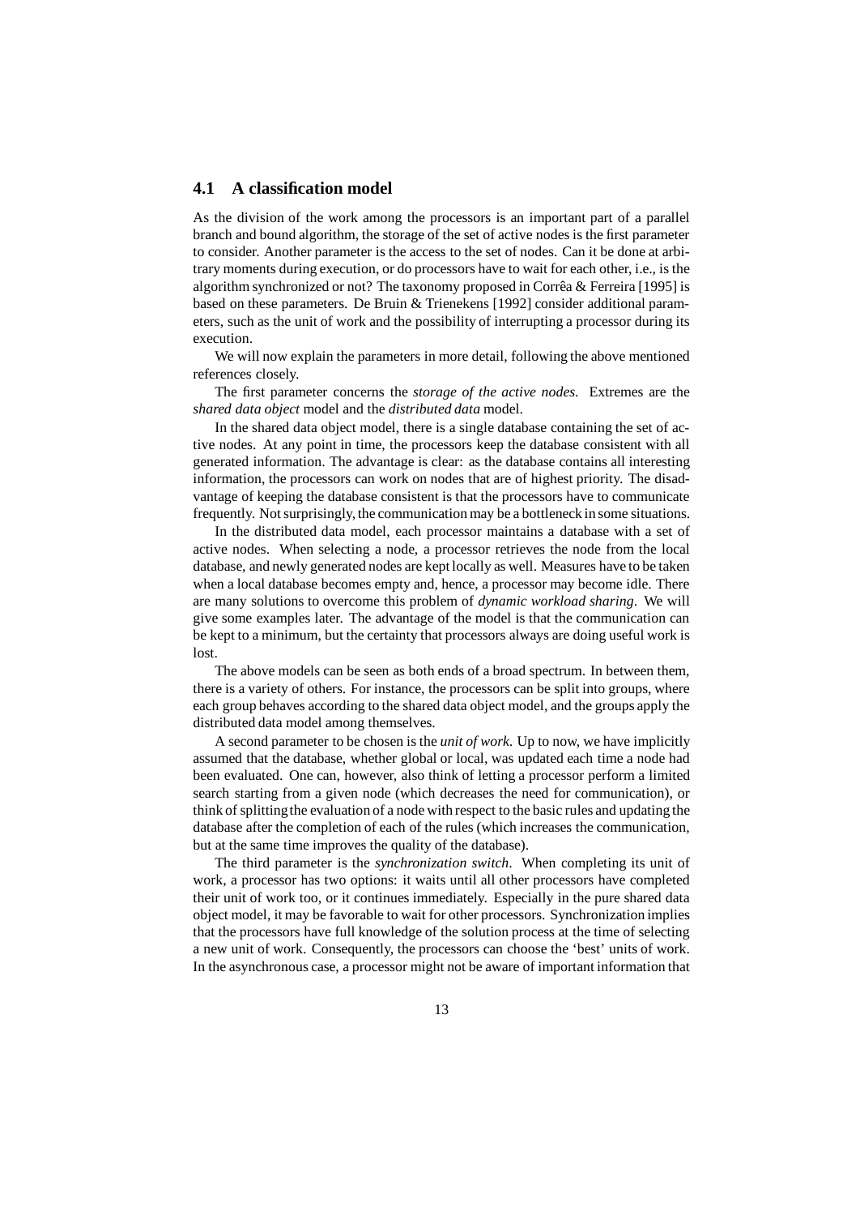## 4.1 A classification model

As the division of the work among the processors is an important part of a parallel branch and bound algorithm, the storage of the set of active nodes is the first parameter to consider. Another parameter is the access to the set of nodes. Can it be done at arbitrary moments during execution, or do processors have to wait for each other, i.e., is the algorithm synchronized or not? The taxonomy proposed in Corrêa & Ferreira [1995] is based on these parameters. De Bruin & Trienekens [1992] consider additional parameters, such as the unit of work and the possibility of interrupting a processor during its execution.

We will now explain the parameters in more detail, following the above mentioned references closely.

The first parameter concerns the *storage of the active nodes*. Extremes are the *shared data object* model and the *distributed data* model.

In the shared data object model, there is a single database containing the set of active nodes. At any point in time, the processors keep the database consistent with all generated information. The advantage is clear: as the database contains all interesting information, the processors can work on nodes that are of highest priority. The disadvantage of keeping the database consistent is that the processors have to communicate frequently. Not surprisingly, the communication may be a bottleneck in some situations.

In the distributed data model, each processor maintains a database with a set of active nodes. When selecting a node, a processor retrieves the node from the local database, and newly generated nodes are kept locally as well. Measures have to be taken when a local database becomes empty and, hence, a processor may become idle. There are many solutions to overcome this problem of *dynamic workload sharing*. We will give some examples later. The advantage of the model is that the communication can be kept to a minimum, but the certainty that processors always are doing useful work is lost.

The above models can be seen as both ends of a broad spectrum. In between them, there is a variety of others. For instance, the processors can be split into groups, where each group behaves according to the shared data object model, and the groups apply the distributed data model among themselves.

A second parameter to be chosen is the *unit of work*. Up to now, we have implicitly assumed that the database, whether global or local, was updated each time a node had been evaluated. One can, however, also think of letting a processor perform a limited search starting from a given node (which decreases the need for communication), or think of splitting the evaluation of a node with respect to the basic rules and updating the database after the completion of each of the rules (which increases the communication, but at the same time improves the quality of the database).

The third parameter is the *synchronization switch*. When completing its unit of work, a processor has two options: it waits until all other processors have completed their unit of work too, or it continues immediately. Especially in the pure shared data object model, it may be favorable to wait for other processors. Synchronization implies that the processors have full knowledge of the solution process at the time of selecting a new unit of work. Consequently, the processors can choose the 'best' units of work. In the asynchronous case, a processor might not be aware of important information that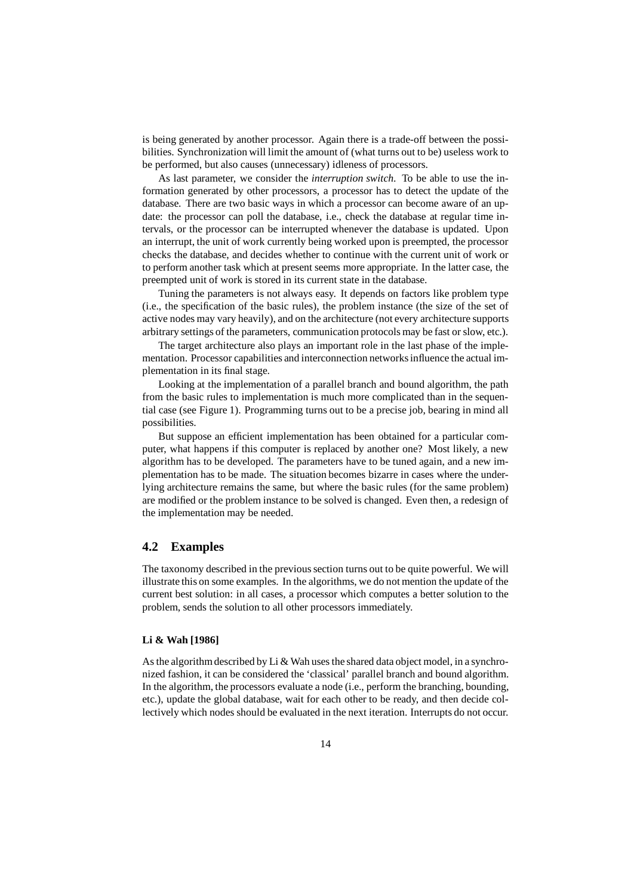is being generated by another processor. Again there is a trade-off between the possibilities. Synchronization will limit the amount of (what turns out to be) useless work to be performed, but also causes (unnecessary) idleness of processors.

As last parameter, we consider the *interruption switch*. To be able to use the information generated by other processors, a processor has to detect the update of the database. There are two basic ways in which a processor can become aware of an update: the processor can poll the database, i.e., check the database at regular time intervals, or the processor can be interrupted whenever the database is updated. Upon an interrupt, the unit of work currently being worked upon is preempted, the processor checks the database, and decides whether to continue with the current unit of work or to perform another task which at present seems more appropriate. In the latter case, the preempted unit of work is stored in its current state in the database.

Tuning the parameters is not always easy. It depends on factors like problem type (i.e., the specification of the basic rules), the problem instance (the size of the set of active nodes may vary heavily), and on the architecture (not every architecture supports arbitrary settings of the parameters, communication protocols may be fast or slow, etc.).

The target architecture also plays an important role in the last phase of the implementation. Processor capabilities and interconnection networks influence the actual implementation in its final stage.

Looking at the implementation of a parallel branch and bound algorithm, the path from the basic rules to implementation is much more complicated than in the sequential case (see Figure 1). Programming turns out to be a precise job, bearing in mind all possibilities.

But suppose an efficient implementation has been obtained for a particular computer, what happens if this computer is replaced by another one? Most likely, a new algorithm has to be developed. The parameters have to be tuned again, and a new implementation has to be made. The situation becomes bizarre in cases where the underlying architecture remains the same, but where the basic rules (for the same problem) are modified or the problem instance to be solved is changed. Even then, a redesign of the implementation may be needed.

## 4.2 Examples

The taxonomy described in the previous section turns out to be quite powerful. We will illustrate this on some examples. In the algorithms, we do not mention the update of the current best solution: in all cases, a processor which computes a better solution to the problem, sends the solution to all other processors immediately.

#### Li & Wah [1986]

As the algorithm described by Li & Wah uses the shared data object model, in a synchronized fashion, it can be considered the 'classical' parallel branch and bound algorithm. In the algorithm, the processors evaluate a node (i.e., perform the branching, bounding, etc.), update the global database, wait for each other to be ready, and then decide collectively which nodes should be evaluated in the next iteration. Interrupts do not occur.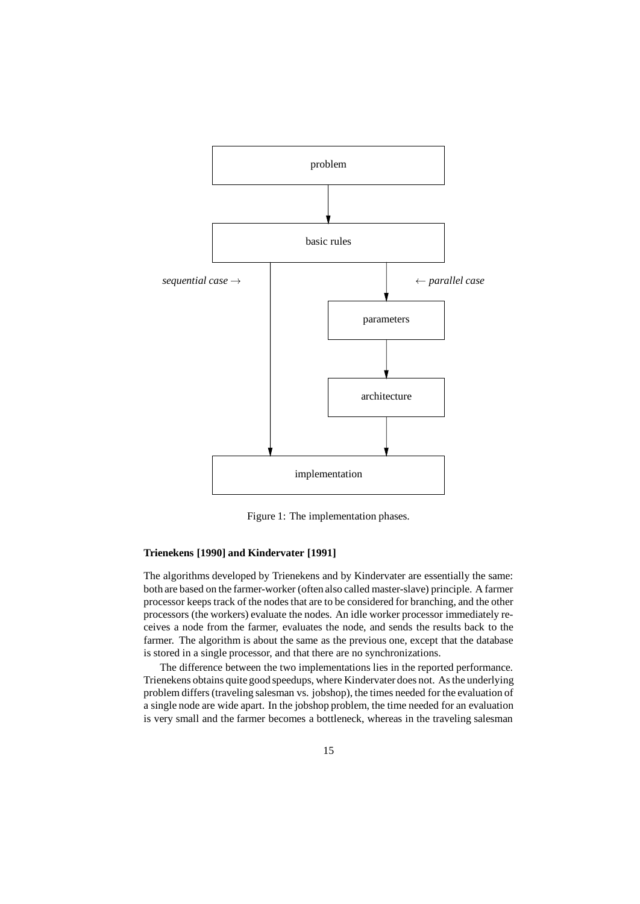Figure 1: The implementation phases.

**Trienekens [1990] and Kindervater [1991]**

The algorithms developed by Trienekens and by Kindervater are essentially the same: both are based on the farmer-worker (often also called master-slave) principle. A farmer processor keeps track of the nodes that are to be considered for branching, and the other processors (the workers) evaluate the nodes. An idle worker processor immediately receives a node from the farmer, evaluates the node, and sends the results back to the farmer. The algorithm is about the same as the previous one, except that the database is stored in a single processor, and that there are no synchronizations.

The difference between the two implementations lies in the reported performance. Trienekens obtains quite good speedups, where Kindervater does not. As the underlying problem differs (traveling salesman vs. jobshop), the times needed for the evaluation of a single node are wide apart. In the jobshop problem, the time needed for an evaluation is very small and the farmer becomes a bottleneck, whereas in the traveling salesman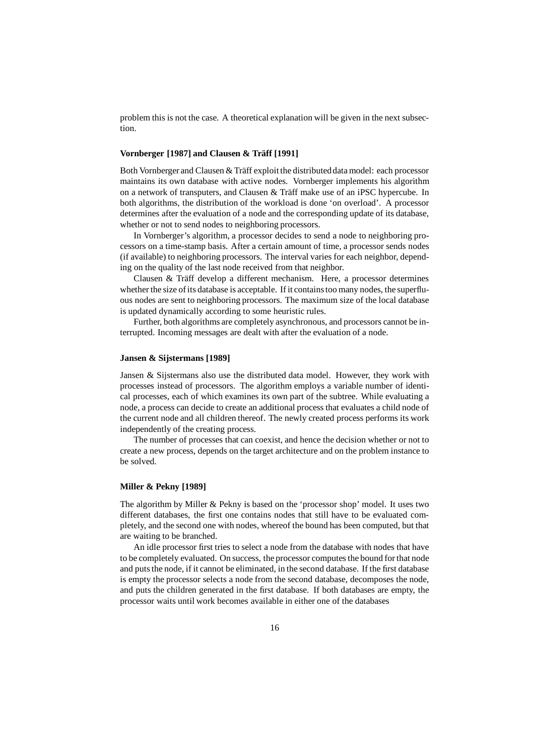problem this is not the case. A theoretical explanation will be given in the next subsection.

#### Vornberger [1987] and Clausen & Träff [1991]

Both Vornberger and Clausen & Träff exploit the distributed data model: each processor maintains its own database with active nodes. Vornberger implements his algorithm on a network of transputers, and Clausen & Träff make use of an iPSC hypercube. In both algorithms, the distribution of the workload is done 'on overload'. A processor determines after the evaluation of a node and the corresponding update of its database, whether or not to send nodes to neighboring processors.

In Vornberger's algorithm, a processor decides to send a node to neighboring processors on a time-stamp basis. After a certain amount of time, a processor sends nodes (if available) to neighboring processors. The interval varies for each neighbor, depending on the quality of the last node received from that neighbor.

Clausen & Träff develop a different mechanism. Here, a processor determines whether the size of its database is acceptable. If it contains too many nodes, the superfluous nodes are sent to neighboring processors. The maximum size of the local database is updated dynamically according to some heuristic rules.

Further, both algorithms are completely asynchronous, and processors cannot be interrupted. Incoming messages are dealt with after the evaluation of a node.

#### Jansen & Sijstermans [1989]

Jansen & Sijstermans also use the distributed data model. However, they work with processes instead of processors. The algorithm employs a variable number of identical processes, each of which examines its own part of the subtree. While evaluating a node, a process can decide to create an additional process that evaluates a child node of the current node and all children thereof. The newly created process performs its work independently of the creating process.

The number of processes that can coexist, and hence the decision whether or not to create a new process, depends on the target architecture and on the problem instance to be solved.

#### Miller & Pekny [1989]

The algorithm by Miller & Pekny is based on the 'processor shop' model. It uses two different databases, the first one contains nodes that still have to be evaluated completely, and the second one with nodes, whereof the bound has been computed, but that are waiting to be branched.

An idle processor first tries to select a node from the database with nodes that have to be completely evaluated. On success, the processor computes the bound for that node and puts the node, if it cannot be eliminated, in the second database. If the first database is empty the processor selects a node from the second database, decomposes the node, and puts the children generated in the first database. If both databases are empty, the processor waits until work becomes available in either one of the databases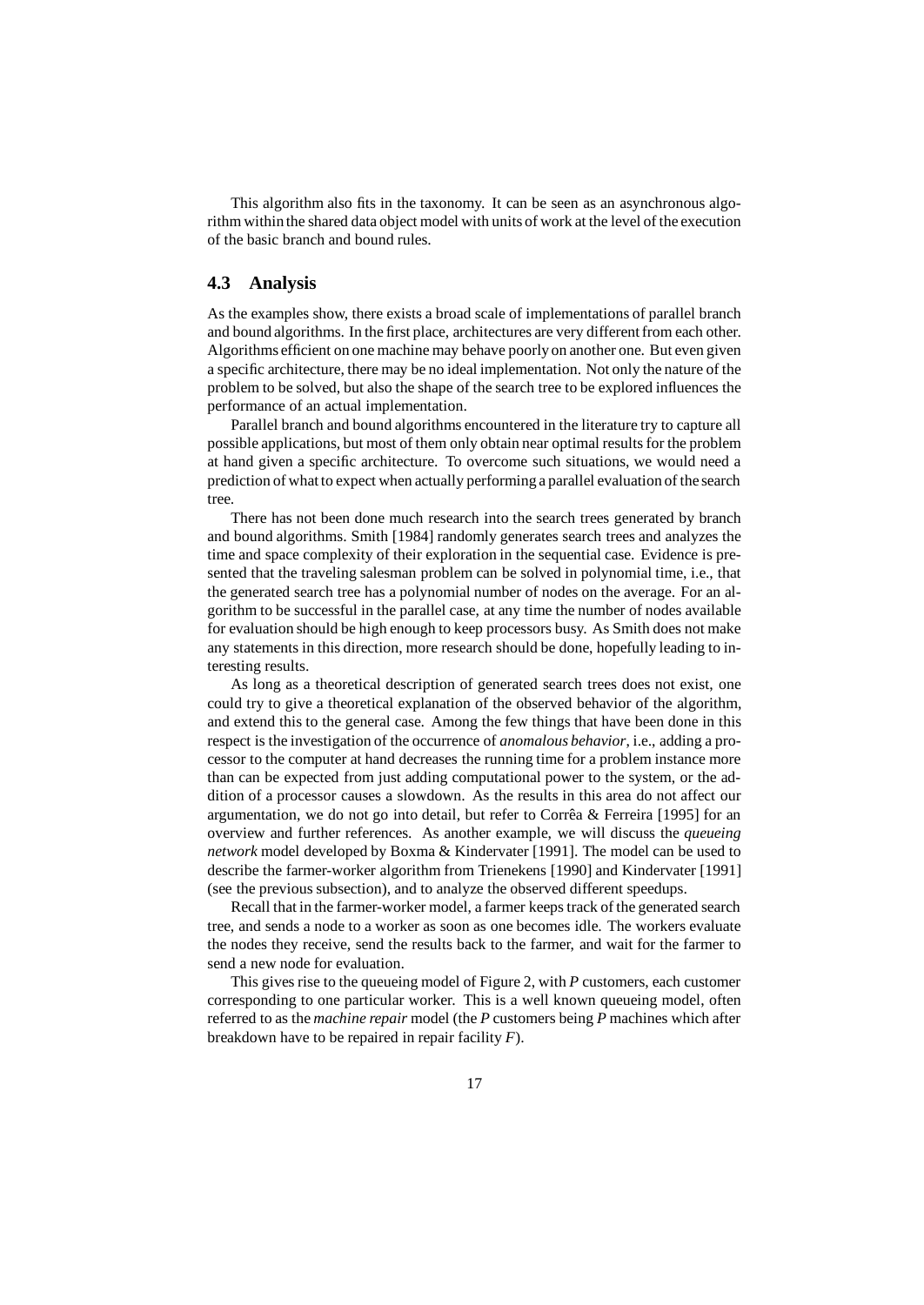This algorithm also fits in the taxonomy. It can be seen as an asynchronous algorithm within the shared data object model with units of work at the level of the execution of the basic branch and bound rules.

## 4.3 Analysis

As the examples show, there exists a broad scale of implementations of parallel branch and bound algorithms. In the first place, architectures are very different from each other. Algorithms efficient on one machine may behave poorly on another one. But even given a specific architecture, there may be no ideal implementation. Not only the nature of the problem to be solved, but also the shape of the search tree to be explored influences the performance of an actual implementation.

Parallel branch and bound algorithms encountered in the literature try to capture all possible applications, but most of them only obtain near optimal results for the problem at hand given a specific architecture. To overcome such situations, we would need a prediction of what to expect when actually performing a parallel evaluation of the search tree.

There has not been done much research into the search trees generated by branch and bound algorithms. Smith [1984] randomly generates search trees and analyzes the time and space complexity of their exploration in the sequential case. Evidence is presented that the traveling salesman problem can be solved in polynomial time, i.e., that the generated search tree has a polynomial number of nodes on the average. For an algorithm to be successful in the parallel case, at any time the number of nodes available for evaluation should be high enough to keep processors busy. As Smith does not make any statements in this direction, more research should be done, hopefully leading to interesting results.

As long as a theoretical description of generated search trees does not exist, one could try to give a theoretical explanation of the observed behavior of the algorithm, and extend this to the general case. Among the few things that have been done in this respect is the investigation of the occurrence of *anomalous behavior*, i.e., adding a processor to the computer at hand decreases the running time for a problem instance more than can be expected from just adding computational power to the system, or the addition of a processor causes a slowdown. As the results in this area do not affect our argumentation, we do not go into detail, but refer to Corrêa & Ferreira [1995] for an overview and further references. As another example, we will discuss the *queueing network* model developed by Boxma & Kindervater [1991]. The model can be used to describe the farmer-worker algorithm from Trienekens [1990] and Kindervater [1991] (see the previous subsection), and to analyze the observed different speedups.

Recall that in the farmer-worker model, a farmer keeps track of the generated search tree, and sends a node to a worker as soon as one becomes idle. The workers evaluate the nodes they receive, send the results back to the farmer, and wait for the farmer to send a new node for evaluation.

This gives rise to the queueing model of Figure 2, with $P$ customers, each customer corresponding to one particular worker. This is a well known queueing model, often referred to as the *machine repair* model (the $P$ customers being $P$ machines which after breakdown have to be repaired in repair facility $F$).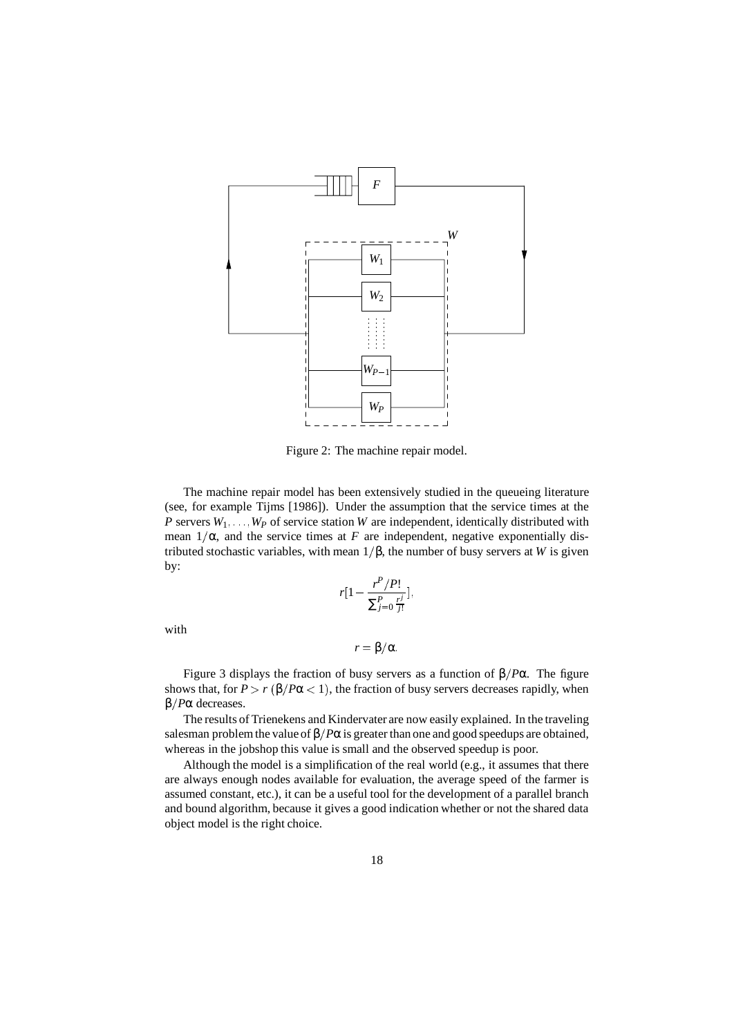Figure 2: The machine repair model.

The machine repair model has been extensively studied in the queueing literature (see, for example Tijms [1986]). Under the assumption that the service times at the $P$ servers $W_1, \ldots, W_P$ of service station $W$ are independent, identically distributed with mean $1/\alpha$, and the service times at $F$ are independent, negative exponentially distributed stochastic variables, with mean $1/\beta$, the number of busy servers at $W$ is given by:

$$r[1 - \frac{r^P/P!}{\sum_{j=0}^{P} \frac{r^j}{j!}}],$$

with

$$r = \beta/\alpha.$$

Figure 3 displays the fraction of busy servers as a function of $\beta/P\alpha$. The figure shows that, for $P > r$ ($\beta/P\alpha < 1$), the fraction of busy servers decreases rapidly, when $\beta/P\alpha$ decreases.

The results of Trienekens and Kindervater are now easily explained. In the traveling salesman problem the value of $\beta/P\alpha$ is greater than one and good speedups are obtained, whereas in the jobshop this value is small and the observed speedup is poor.

Although the model is a simplification of the real world (e.g., it assumes that there are always enough nodes available for evaluation, the average speed of the farmer is assumed constant, etc.), it can be a useful tool for the development of a parallel branch and bound algorithm, because it gives a good indication whether or not the shared data object model is the right choice.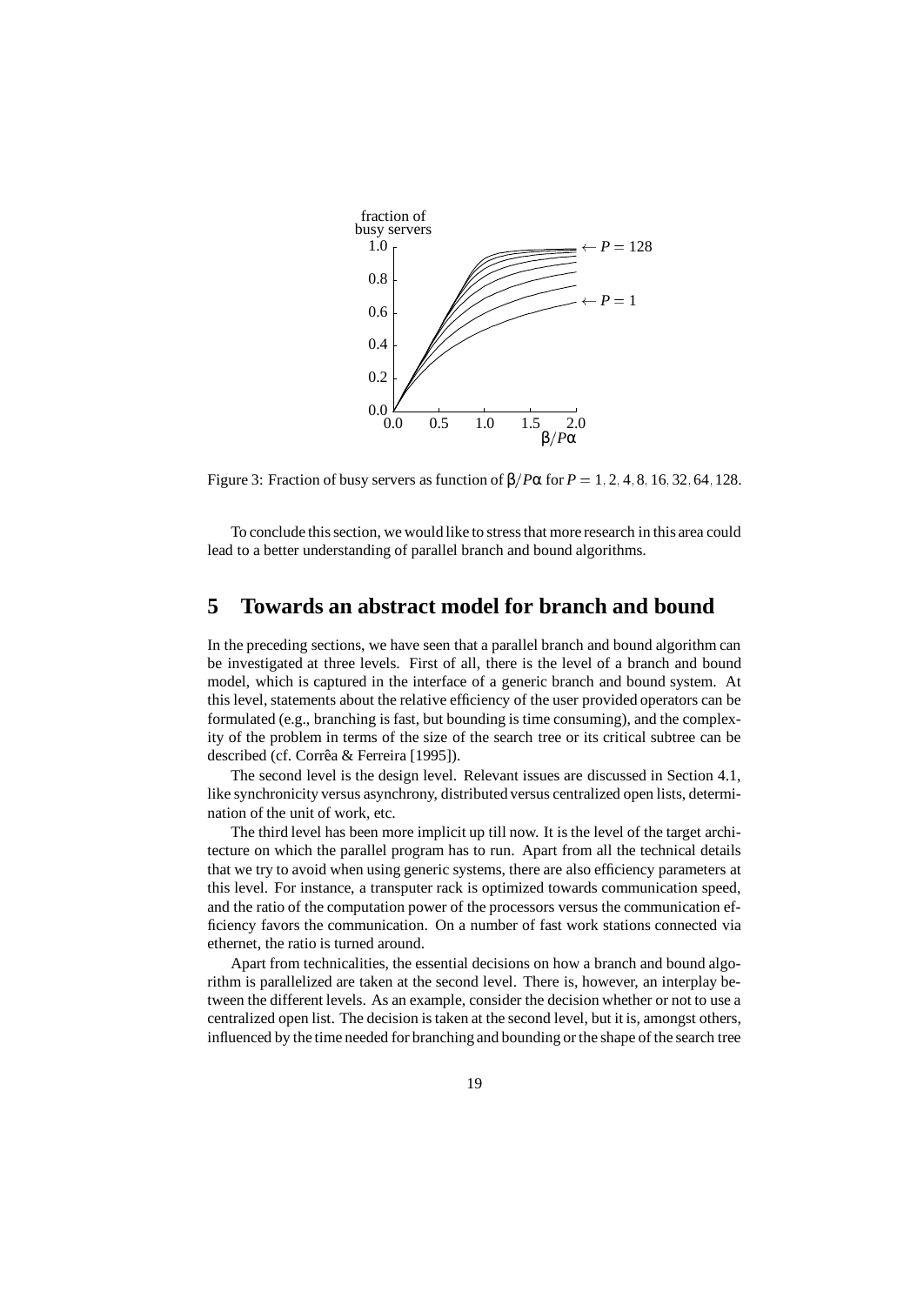Figure 3: Fraction of busy servers as function of $\beta/P\alpha$ for $P = 1, 2, 4, 8, 16, 32, 64, 128$.

To conclude this section, we would like to stress that more research in this area could lead to a better understanding of parallel branch and bound algorithms.

## 5 Towards an abstract model for branch and bound

In the preceding sections, we have seen that a parallel branch and bound algorithm can be investigated at three levels. First of all, there is the level of a branch and bound model, which is captured in the interface of a generic branch and bound system. At this level, statements about the relative efficiency of the user provided operators can be formulated (e.g., branching is fast, but bounding is time consuming), and the complexity of the problem in terms of the size of the search tree or its critical subtree can be described (cf. Corrêa & Ferreira [1995]).

The second level is the design level. Relevant issues are discussed in Section 4.1, like synchronicity versus asynchrony, distributed versus centralized open lists, determination of the unit of work, etc.

The third level has been more implicit up till now. It is the level of the target architecture on which the parallel program has to run. Apart from all the technical details that we try to avoid when using generic systems, there are also efficiency parameters at this level. For instance, a transputer rack is optimized towards communication speed, and the ratio of the computation power of the processors versus the communication efficiency favors the communication. On a number of fast work stations connected via ethernet, the ratio is turned around.

Apart from technicalities, the essential decisions on how a branch and bound algorithm is parallelized are taken at the second level. There is, however, an interplay between the different levels. As an example, consider the decision whether or not to use a centralized open list. The decision is taken at the second level, but it is, amongst others, influenced by the time needed for branching and bounding or the shape of the search tree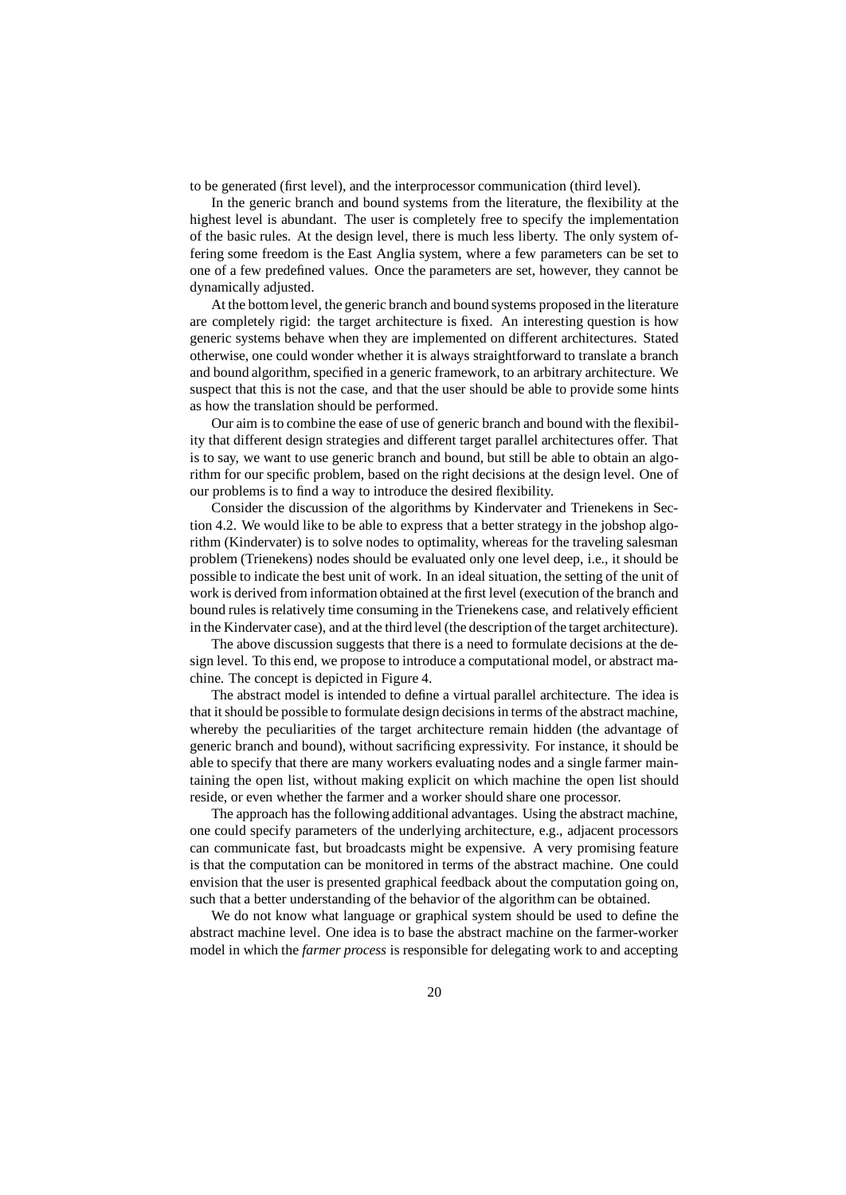to be generated (first level), and the interprocessor communication (third level).

In the generic branch and bound systems from the literature, the flexibility at the highest level is abundant. The user is completely free to specify the implementation of the basic rules. At the design level, there is much less liberty. The only system offering some freedom is the East Anglia system, where a few parameters can be set to one of a few predefined values. Once the parameters are set, however, they cannot be dynamically adjusted.

At the bottom level, the generic branch and bound systems proposed in the literature are completely rigid: the target architecture is fixed. An interesting question is how generic systems behave when they are implemented on different architectures. Stated otherwise, one could wonder whether it is always straightforward to translate a branch and bound algorithm, specified in a generic framework, to an arbitrary architecture. We suspect that this is not the case, and that the user should be able to provide some hints as how the translation should be performed.

Our aim is to combine the ease of use of generic branch and bound with the flexibility that different design strategies and different target parallel architectures offer. That is to say, we want to use generic branch and bound, but still be able to obtain an algorithm for our specific problem, based on the right decisions at the design level. One of our problems is to find a way to introduce the desired flexibility.

Consider the discussion of the algorithms by Kindervater and Trienekens in Section 4.2. We would like to be able to express that a better strategy in the jobshop algorithm (Kindervater) is to solve nodes to optimality, whereas for the traveling salesman problem (Trienekens) nodes should be evaluated only one level deep, i.e., it should be possible to indicate the best unit of work. In an ideal situation, the setting of the unit of work is derived from information obtained at the first level (execution of the branch and bound rules is relatively time consuming in the Trienekens case, and relatively efficient in the Kindervater case), and at the third level (the description of the target architecture).

The above discussion suggests that there is a need to formulate decisions at the design level. To this end, we propose to introduce a computational model, or abstract machine. The concept is depicted in Figure 4.

The abstract model is intended to define a virtual parallel architecture. The idea is that it should be possible to formulate design decisions in terms of the abstract machine, whereby the peculiarities of the target architecture remain hidden (the advantage of generic branch and bound), without sacrificing expressivity. For instance, it should be able to specify that there are many workers evaluating nodes and a single farmer maintaining the open list, without making explicit on which machine the open list should reside, or even whether the farmer and a worker should share one processor.

The approach has the following additional advantages. Using the abstract machine, one could specify parameters of the underlying architecture, e.g., adjacent processors can communicate fast, but broadcasts might be expensive. A very promising feature is that the computation can be monitored in terms of the abstract machine. One could envision that the user is presented graphical feedback about the computation going on, such that a better understanding of the behavior of the algorithm can be obtained.

We do not know what language or graphical system should be used to define the abstract machine level. One idea is to base the abstract machine on the farmer-worker model in which the *farmer process* is responsible for delegating work to and accepting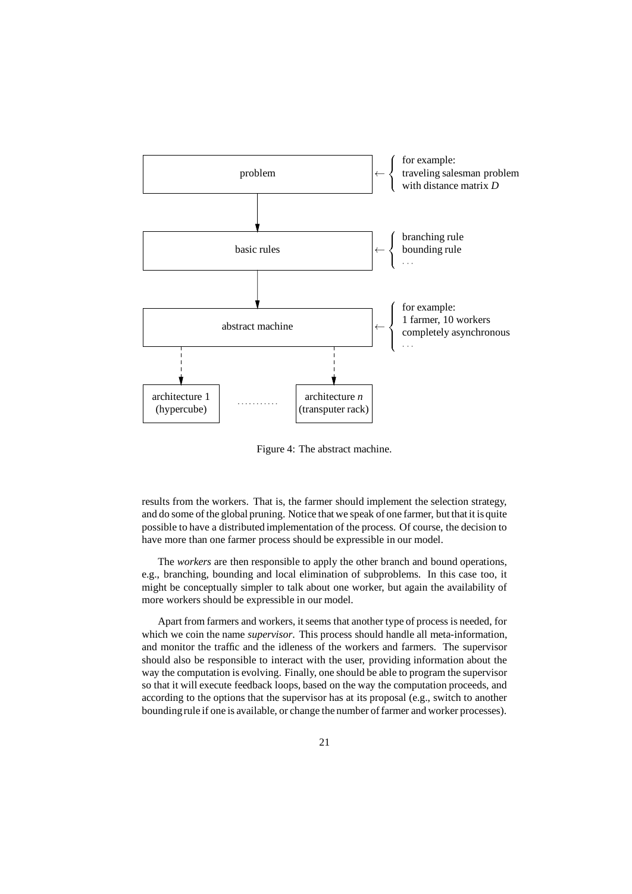| | | |
|---|---|---|
| problem | ← | for example: traveling salesman problem with distance matrix $D$ |
| basic rules | ← | branching rule, bounding rule, ... |
| abstract machine | ← | for example: 1 farmer, 10 workers, completely asynchronous, ... |
| architecture 1 (hypercube) ........... architecture $n$ (transputer rack) | | |

Figure 4: The abstract machine.

results from the workers. That is, the farmer should implement the selection strategy, and do some of the global pruning. Notice that we speak of one farmer, but that it is quite possible to have a distributed implementation of the process. Of course, the decision to have more than one farmer process should be expressible in our model.

The *workers* are then responsible to apply the other branch and bound operations, e.g., branching, bounding and local elimination of subproblems. In this case too, it might be conceptually simpler to talk about one worker, but again the availability of more workers should be expressible in our model.

Apart from farmers and workers, it seems that another type of process is needed, for which we coin the name *supervisor*. This process should handle all meta-information, and monitor the traffic and the idleness of the workers and farmers. The supervisor should also be responsible to interact with the user, providing information about the way the computation is evolving. Finally, one should be able to program the supervisor so that it will execute feedback loops, based on the way the computation proceeds, and according to the options that the supervisor has at its proposal (e.g., switch to another bounding rule if one is available, or change the number of farmer and worker processes).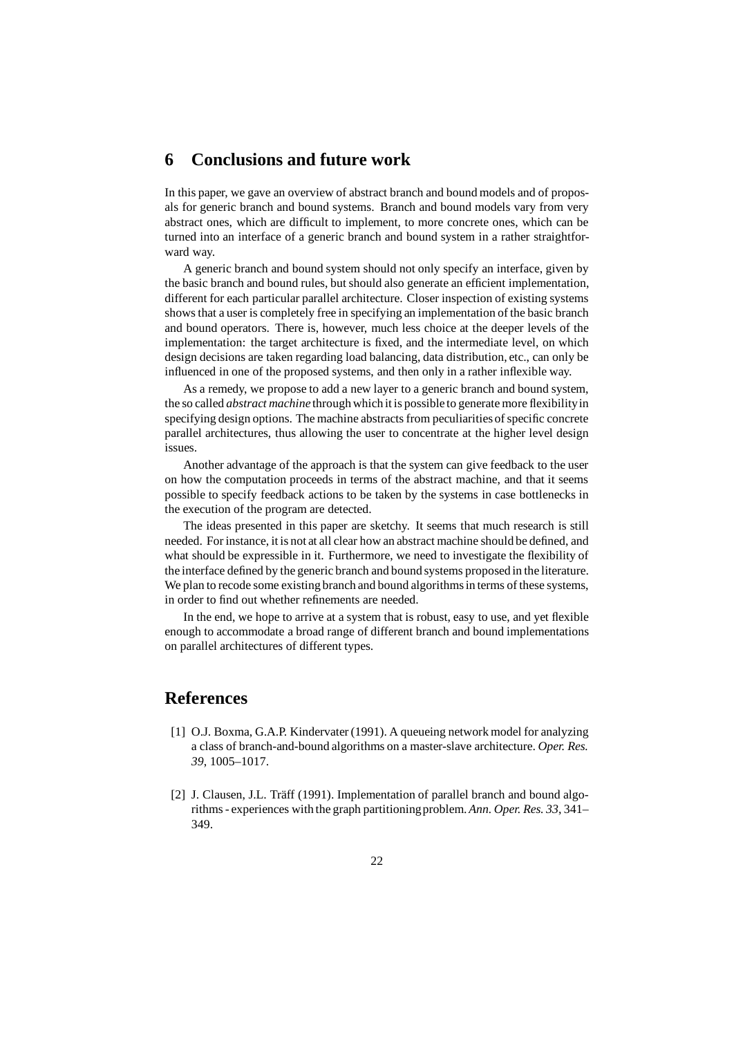## 6 Conclusions and future work

In this paper, we gave an overview of abstract branch and bound models and of proposals for generic branch and bound systems. Branch and bound models vary from very abstract ones, which are difficult to implement, to more concrete ones, which can be turned into an interface of a generic branch and bound system in a rather straightforward way.

A generic branch and bound system should not only specify an interface, given by the basic branch and bound rules, but should also generate an efficient implementation, different for each particular parallel architecture. Closer inspection of existing systems shows that a user is completely free in specifying an implementation of the basic branch and bound operators. There is, however, much less choice at the deeper levels of the implementation: the target architecture is fixed, and the intermediate level, on which design decisions are taken regarding load balancing, data distribution, etc., can only be influenced in one of the proposed systems, and then only in a rather inflexible way.

As a remedy, we propose to add a new layer to a generic branch and bound system, the so called *abstract machine* through which it is possible to generate more flexibility in specifying design options. The machine abstracts from peculiarities of specific concrete parallel architectures, thus allowing the user to concentrate at the higher level design issues.

Another advantage of the approach is that the system can give feedback to the user on how the computation proceeds in terms of the abstract machine, and that it seems possible to specify feedback actions to be taken by the systems in case bottlenecks in the execution of the program are detected.

The ideas presented in this paper are sketchy. It seems that much research is still needed. For instance, it is not at all clear how an abstract machine should be defined, and what should be expressible in it. Furthermore, we need to investigate the flexibility of the interface defined by the generic branch and bound systems proposed in the literature. We plan to recode some existing branch and bound algorithms in terms of these systems, in order to find out whether refinements are needed.

In the end, we hope to arrive at a system that is robust, easy to use, and yet flexible enough to accommodate a broad range of different branch and bound implementations on parallel architectures of different types.

## References

[1] O.J. Boxma, G.A.P. Kindervater (1991). A queueing network model for analyzing a class of branch-and-bound algorithms on a master-slave architecture. *Oper. Res. 39*, 1005–1017.

[2] J. Clausen, J.L. Träff (1991). Implementation of parallel branch and bound algorithms - experiences with the graph partitioning problem. *Ann. Oper. Res. 33*, 341–349.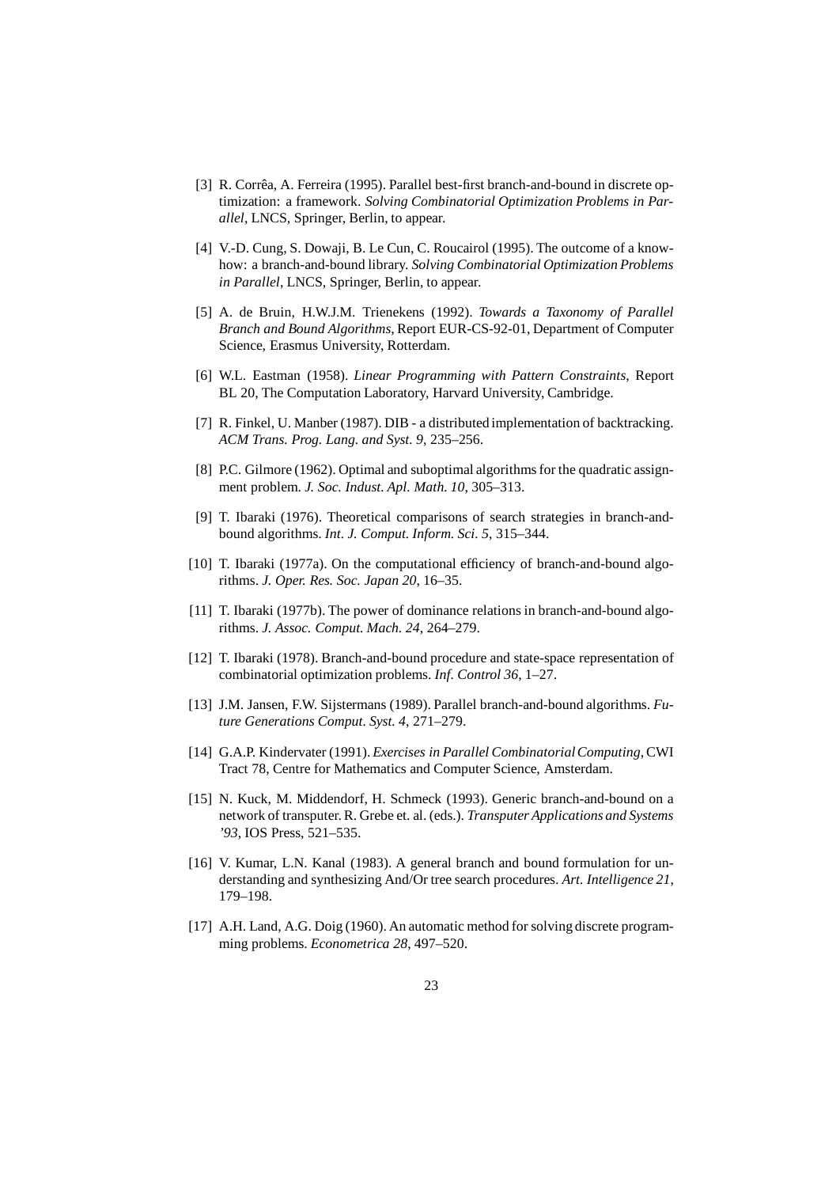[3] R. Corrêa, A. Ferreira (1995). Parallel best-first branch-and-bound in discrete optimization: a framework. *Solving Combinatorial Optimization Problems in Parallel*, LNCS, Springer, Berlin, to appear.

[4] V.-D. Cung, S. Dowaji, B. Le Cun, C. Roucairol (1995). The outcome of a know-how: a branch-and-bound library. *Solving Combinatorial Optimization Problems in Parallel*, LNCS, Springer, Berlin, to appear.

[5] A. de Bruin, H.W.J.M. Trienekens (1992). *Towards a Taxonomy of Parallel Branch and Bound Algorithms*, Report EUR-CS-92-01, Department of Computer Science, Erasmus University, Rotterdam.

[6] W.L. Eastman (1958). *Linear Programming with Pattern Constraints*, Report BL 20, The Computation Laboratory, Harvard University, Cambridge.

[7] R. Finkel, U. Manber (1987). DIB - a distributed implementation of backtracking. *ACM Trans. Prog. Lang. and Syst. 9*, 235–256.

[8] P.C. Gilmore (1962). Optimal and suboptimal algorithms for the quadratic assignment problem. *J. Soc. Indust. Apl. Math. 10*, 305–313.

[9] T. Ibaraki (1976). Theoretical comparisons of search strategies in branch-and-bound algorithms. *Int. J. Comput. Inform. Sci. 5*, 315–344.

[10] T. Ibaraki (1977a). On the computational efficiency of branch-and-bound algorithms. *J. Oper. Res. Soc. Japan 20*, 16–35.

[11] T. Ibaraki (1977b). The power of dominance relations in branch-and-bound algorithms. *J. Assoc. Comput. Mach. 24*, 264–279.

[12] T. Ibaraki (1978). Branch-and-bound procedure and state-space representation of combinatorial optimization problems. *Inf. Control 36*, 1–27.

[13] J.M. Jansen, F.W. Sijstermans (1989). Parallel branch-and-bound algorithms. *Future Generations Comput. Syst. 4*, 271–279.

[14] G.A.P. Kindervater (1991). *Exercises in Parallel Combinatorial Computing*, CWI Tract 78, Centre for Mathematics and Computer Science, Amsterdam.

[15] N. Kuck, M. Middendorf, H. Schmeck (1993). Generic branch-and-bound on a network of transputer. R. Grebe et. al. (eds.). *Transputer Applications and Systems '93*, IOS Press, 521–535.

[16] V. Kumar, L.N. Kanal (1983). A general branch and bound formulation for understanding and synthesizing And/Or tree search procedures. *Art. Intelligence 21*, 179–198.

[17] A.H. Land, A.G. Doig (1960). An automatic method for solving discrete programming problems. *Econometrica 28*, 497–520.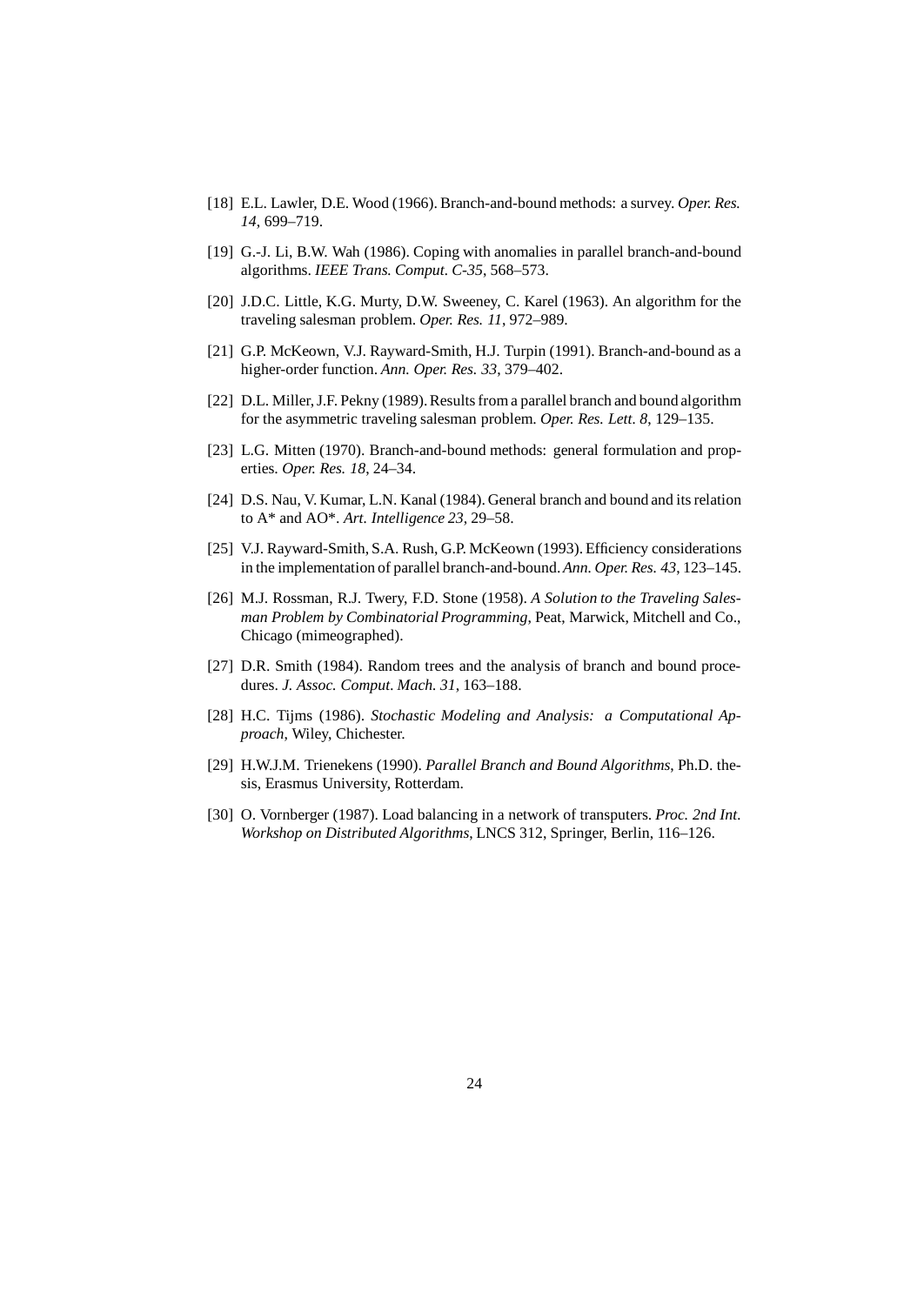[18] E.L. Lawler, D.E. Wood (1966). Branch-and-bound methods: a survey. *Oper. Res. 14*, 699–719.

[19] G.-J. Li, B.W. Wah (1986). Coping with anomalies in parallel branch-and-bound algorithms. *IEEE Trans. Comput. C-35*, 568–573.

[20] J.D.C. Little, K.G. Murty, D.W. Sweeney, C. Karel (1963). An algorithm for the traveling salesman problem. *Oper. Res. 11*, 972–989.

[21] G.P. McKeown, V.J. Rayward-Smith, H.J. Turpin (1991). Branch-and-bound as a higher-order function. *Ann. Oper. Res. 33*, 379–402.

[22] D.L. Miller, J.F. Pekny (1989). Results from a parallel branch and bound algorithm for the asymmetric traveling salesman problem. *Oper. Res. Lett. 8*, 129–135.

[23] L.G. Mitten (1970). Branch-and-bound methods: general formulation and properties. *Oper. Res. 18*, 24–34.

[24] D.S. Nau, V. Kumar, L.N. Kanal (1984). General branch and bound and its relation to A* and AO*. *Art. Intelligence 23*, 29–58.

[25] V.J. Rayward-Smith, S.A. Rush, G.P. McKeown (1993). Efficiency considerations in the implementation of parallel branch-and-bound. *Ann. Oper. Res. 43*, 123–145.

[26] M.J. Rossman, R.J. Twery, F.D. Stone (1958). *A Solution to the Traveling Salesman Problem by Combinatorial Programming*, Peat, Marwick, Mitchell and Co., Chicago (mimeographed).

[27] D.R. Smith (1984). Random trees and the analysis of branch and bound procedures. *J. Assoc. Comput. Mach. 31*, 163–188.

[28] H.C. Tijms (1986). *Stochastic Modeling and Analysis: a Computational Approach*, Wiley, Chichester.

[29] H.W.J.M. Trienekens (1990). *Parallel Branch and Bound Algorithms*, Ph.D. thesis, Erasmus University, Rotterdam.

[30] O. Vornberger (1987). Load balancing in a network of transputers. *Proc. 2nd Int. Workshop on Distributed Algorithms*, LNCS 312, Springer, Berlin, 116–126.